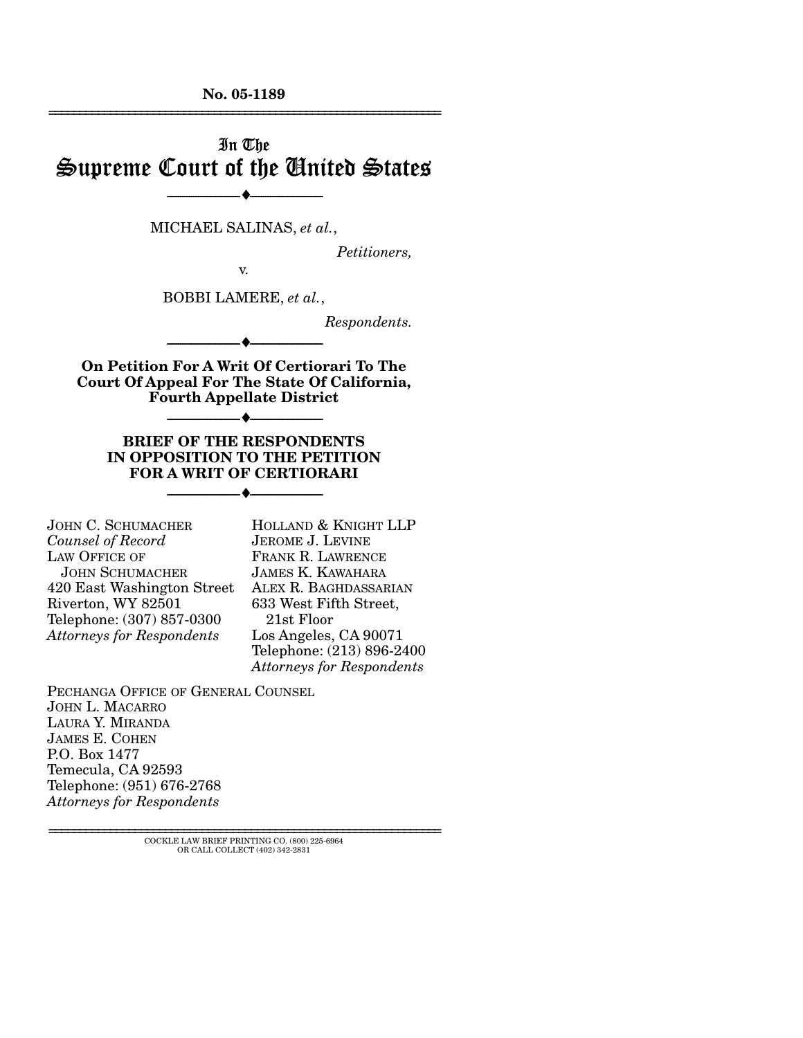No. 05-1189

---

# In The Supreme Court of the United States

---

MICHAEL SALINAS, *et al.*,

*Petitioners,*

v.

BOBBI LAMERE, *et al.*,

*Respondents.*

---

**On Petition For A Writ Of Certiorari To The Court Of Appeal For The State Of California, Fourth Appellate District**

---

**BRIEF OF THE RESPONDENTS IN OPPOSITION TO THE PETITION FOR A WRIT OF CERTIORARI**

---

JOHN C. SCHUMACHER
*Counsel of Record*
LAW OFFICE OF
JOHN SCHUMACHER
420 East Washington Street
Riverton, WY 82501
Telephone: (307) 857-0300
*Attorneys for Respondents*

HOLLAND & KNIGHT LLP
JEROME J. LEVINE
FRANK R. LAWRENCE
JAMES K. KAWAHARA
ALEX R. BAGHDASSARIAN
633 West Fifth Street,
21st Floor
Los Angeles, CA 90071
Telephone: (213) 896-2400
*Attorneys for Respondents*

PECHANGA OFFICE OF GENERAL COUNSEL
JOHN L. MACARRO
LAURA Y. MIRANDA
JAMES E. COHEN
P.O. Box 1477
Temecula, CA 92593
Telephone: (951) 676-2768
*Attorneys for Respondents*

---

COCKLE LAW BRIEF PRINTING CO. (800) 225-6964
OR CALL COLLECT (402) 342-2831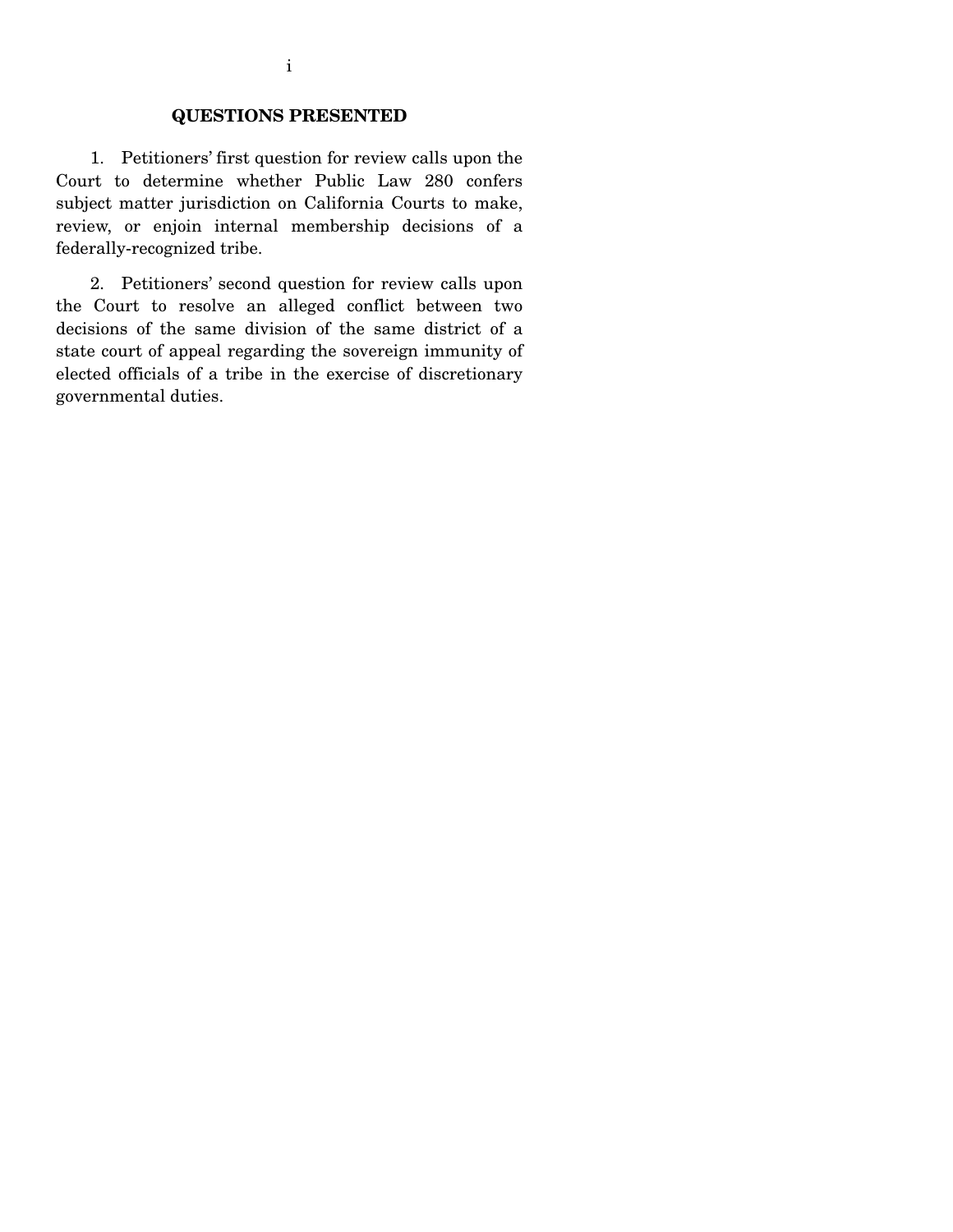## QUESTIONS PRESENTED

1. Petitioners' first question for review calls upon the Court to determine whether Public Law 280 confers subject matter jurisdiction on California Courts to make, review, or enjoin internal membership decisions of a federally-recognized tribe.

2. Petitioners' second question for review calls upon the Court to resolve an alleged conflict between two decisions of the same division of the same district of a state court of appeal regarding the sovereign immunity of elected officials of a tribe in the exercise of discretionary governmental duties.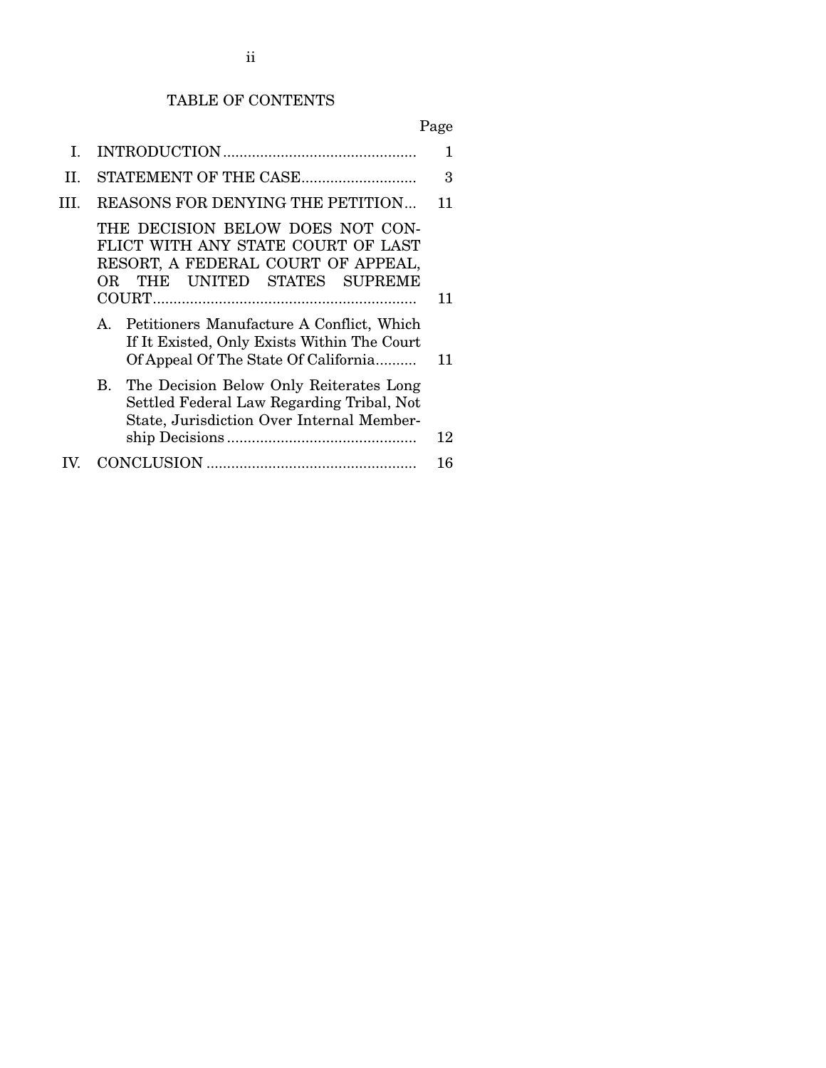# TABLE OF CONTENTS

| | | Page |
|---|---|---|
| I. | INTRODUCTION | 1 |
| II. | STATEMENT OF THE CASE | 3 |
| III. | REASONS FOR DENYING THE PETITION | 11 |
| | THE DECISION BELOW DOES NOT CONFLICT WITH ANY STATE COURT OF LAST RESORT, A FEDERAL COURT OF APPEAL, OR THE UNITED STATES SUPREME COURT | 11 |
| | A. Petitioners Manufacture A Conflict, Which If It Existed, Only Exists Within The Court Of Appeal Of The State Of California | 11 |
| | B. The Decision Below Only Reiterates Long Settled Federal Law Regarding Tribal, Not State, Jurisdiction Over Internal Membership Decisions | 12 |
| IV. | CONCLUSION | 16 |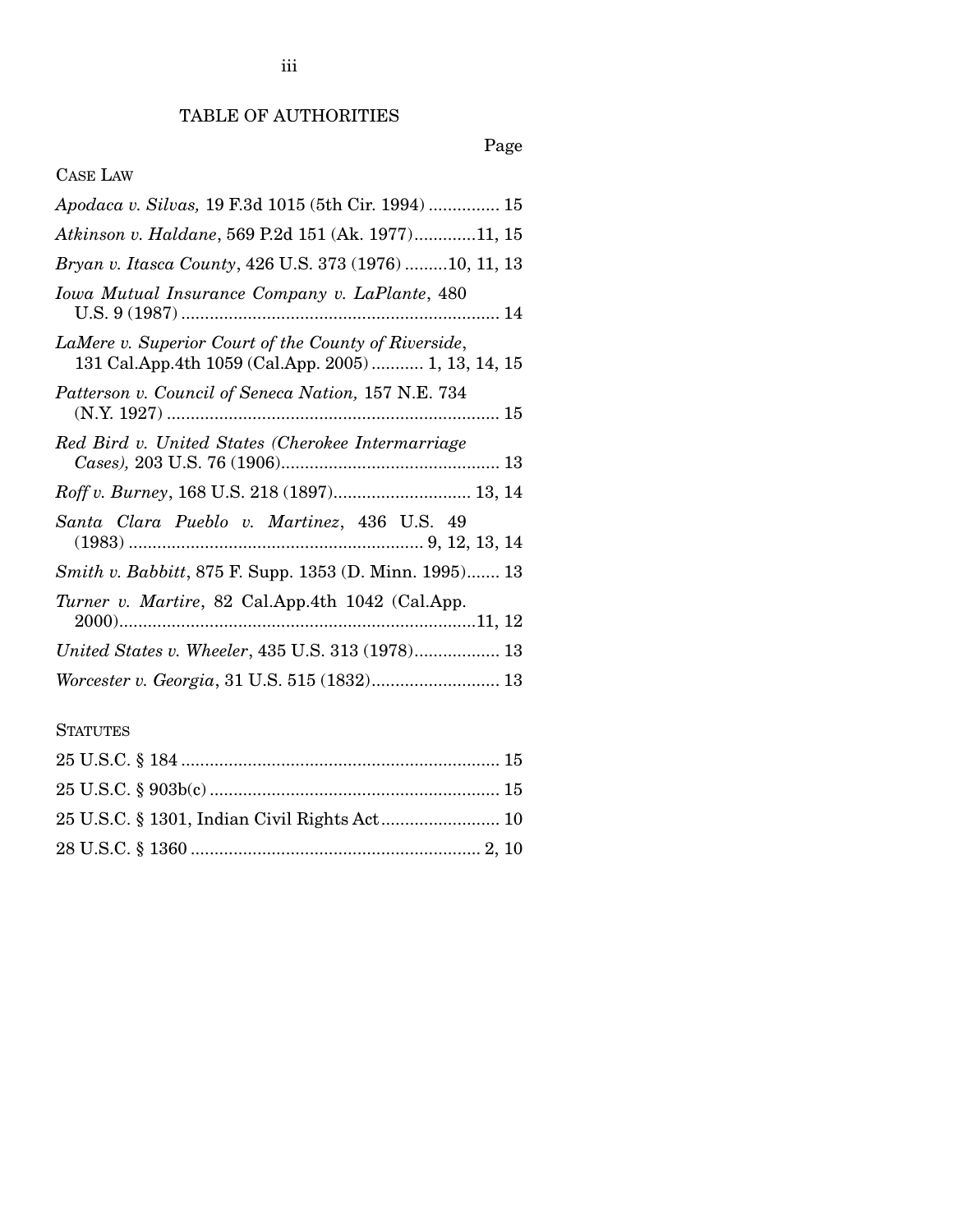# TABLE OF AUTHORITIES

Page

CASE LAW

*Apodaca v. Silvas,* 19 F.3d 1015 (5th Cir. 1994) ............... 15

*Atkinson v. Haldane*, 569 P.2d 151 (Ak. 1977).............11, 15

*Bryan v. Itasca County*, 426 U.S. 373 (1976) .........10, 11, 13

*Iowa Mutual Insurance Company v. LaPlante*, 480 U.S. 9 (1987) .................................................................. 14

*LaMere v. Superior Court of the County of Riverside*, 131 Cal.App.4th 1059 (Cal.App. 2005) ........... 1, 13, 14, 15

*Patterson v. Council of Seneca Nation,* 157 N.E. 734 (N.Y. 1927) ..................................................................... 15

*Red Bird v. United States (Cherokee Intermarriage Cases),* 203 U.S. 76 (1906).............................................. 13

*Roff v. Burney*, 168 U.S. 218 (1897)............................ 13, 14

*Santa Clara Pueblo v. Martinez*, 436 U.S. 49 (1983) ............................................................. 9, 12, 13, 14

*Smith v. Babbitt*, 875 F. Supp. 1353 (D. Minn. 1995)....... 13

*Turner v. Martire*, 82 Cal.App.4th 1042 (Cal.App. 2000)..........................................................................11, 12

*United States v. Wheeler*, 435 U.S. 313 (1978).................. 13

*Worcester v. Georgia*, 31 U.S. 515 (1832)........................... 13

STATUTES

25 U.S.C. § 184 ................................................................... 15

25 U.S.C. § 903b(c) ............................................................. 15

25 U.S.C. § 1301, Indian Civil Rights Act......................... 10

28 U.S.C. § 1360 ............................................................ 2, 10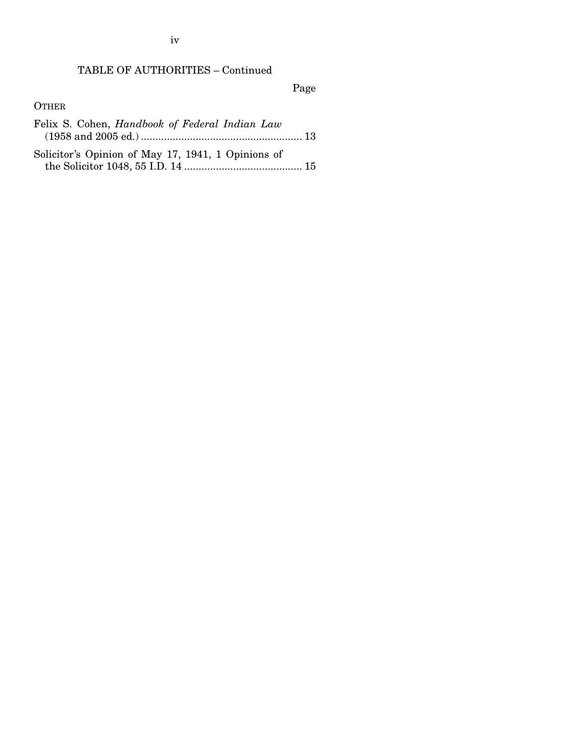## TABLE OF AUTHORITIES – Continued

Page

OTHER

Felix S. Cohen, *Handbook of Federal Indian Law* (1958 and 2005 ed.) ........................................................ 13

Solicitor's Opinion of May 17, 1941, 1 Opinions of the Solicitor 1048, 55 I.D. 14 ......................................... 15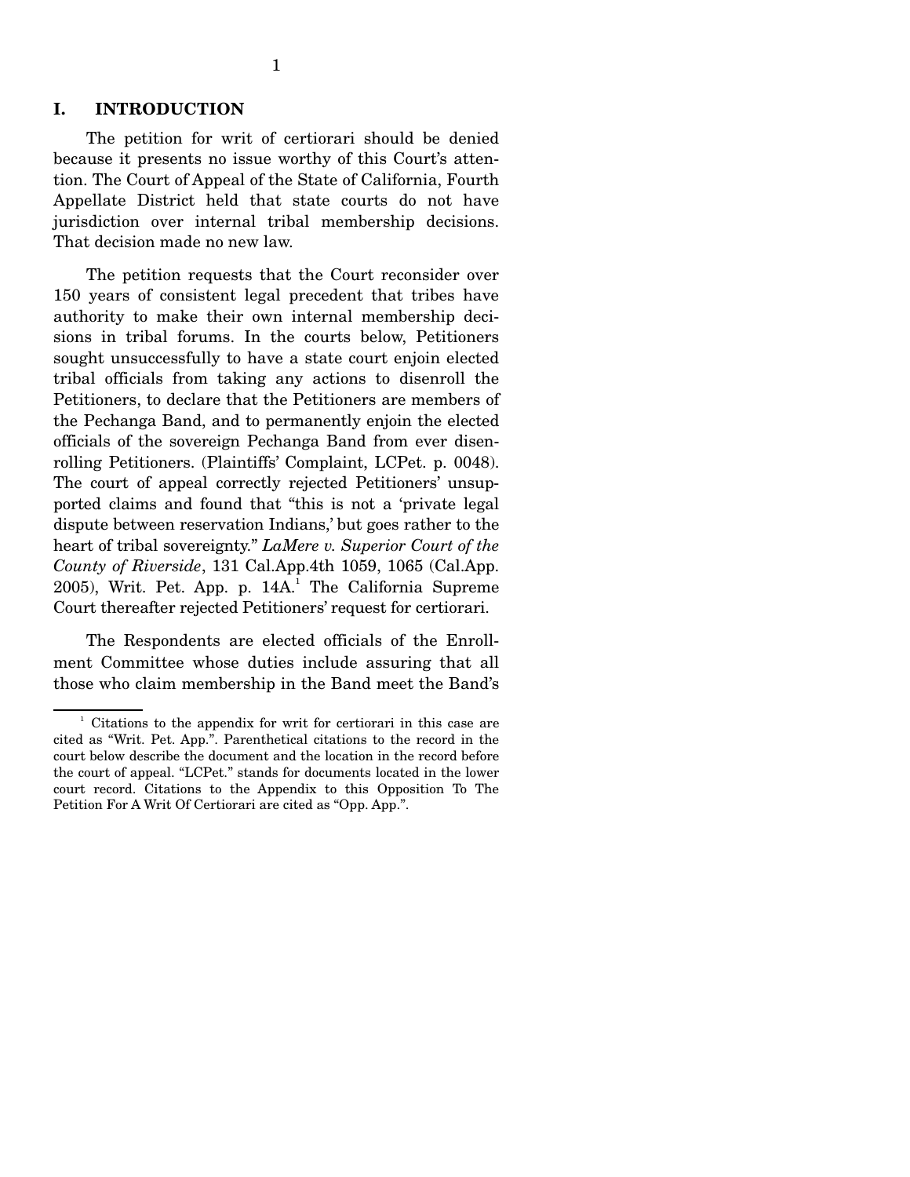## I. INTRODUCTION

The petition for writ of certiorari should be denied because it presents no issue worthy of this Court's attention. The Court of Appeal of the State of California, Fourth Appellate District held that state courts do not have jurisdiction over internal tribal membership decisions. That decision made no new law.

The petition requests that the Court reconsider over 150 years of consistent legal precedent that tribes have authority to make their own internal membership decisions in tribal forums. In the courts below, Petitioners sought unsuccessfully to have a state court enjoin elected tribal officials from taking any actions to disenroll the Petitioners, to declare that the Petitioners are members of the Pechanga Band, and to permanently enjoin the elected officials of the sovereign Pechanga Band from ever disenrolling Petitioners. (Plaintiffs' Complaint, LCPet. p. 0048). The court of appeal correctly rejected Petitioners' unsupported claims and found that "this is not a 'private legal dispute between reservation Indians,' but goes rather to the heart of tribal sovereignty." *LaMere v. Superior Court of the County of Riverside*, 131 Cal.App.4th 1059, 1065 (Cal.App. 2005), Writ. Pet. App. p. 14A.[1] The California Supreme Court thereafter rejected Petitioners' request for certiorari.

The Respondents are elected officials of the Enrollment Committee whose duties include assuring that all those who claim membership in the Band meet the Band's

---

[1] Citations to the appendix for writ for certiorari in this case are cited as "Writ. Pet. App.". Parenthetical citations to the record in the court below describe the document and the location in the record before the court of appeal. "LCPet." stands for documents located in the lower court record. Citations to the Appendix to this Opposition To The Petition For A Writ Of Certiorari are cited as "Opp. App.".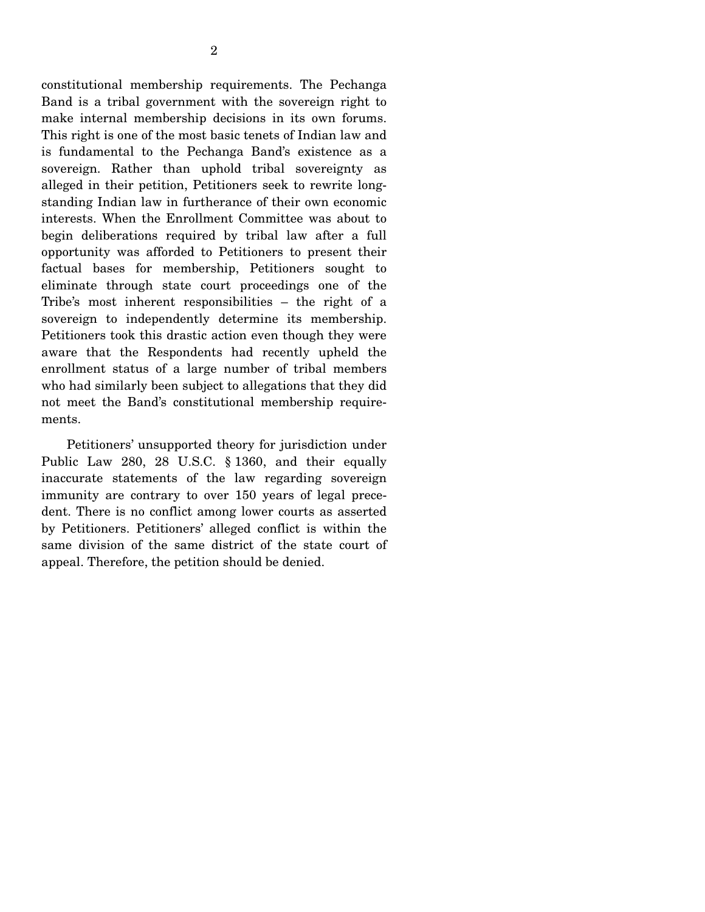constitutional membership requirements. The Pechanga Band is a tribal government with the sovereign right to make internal membership decisions in its own forums. This right is one of the most basic tenets of Indian law and is fundamental to the Pechanga Band's existence as a sovereign. Rather than uphold tribal sovereignty as alleged in their petition, Petitioners seek to rewrite long-standing Indian law in furtherance of their own economic interests. When the Enrollment Committee was about to begin deliberations required by tribal law after a full opportunity was afforded to Petitioners to present their factual bases for membership, Petitioners sought to eliminate through state court proceedings one of the Tribe's most inherent responsibilities – the right of a sovereign to independently determine its membership. Petitioners took this drastic action even though they were aware that the Respondents had recently upheld the enrollment status of a large number of tribal members who had similarly been subject to allegations that they did not meet the Band's constitutional membership requirements.

Petitioners' unsupported theory for jurisdiction under Public Law 280, 28 U.S.C. § 1360, and their equally inaccurate statements of the law regarding sovereign immunity are contrary to over 150 years of legal precedent. There is no conflict among lower courts as asserted by Petitioners. Petitioners' alleged conflict is within the same division of the same district of the state court of appeal. Therefore, the petition should be denied.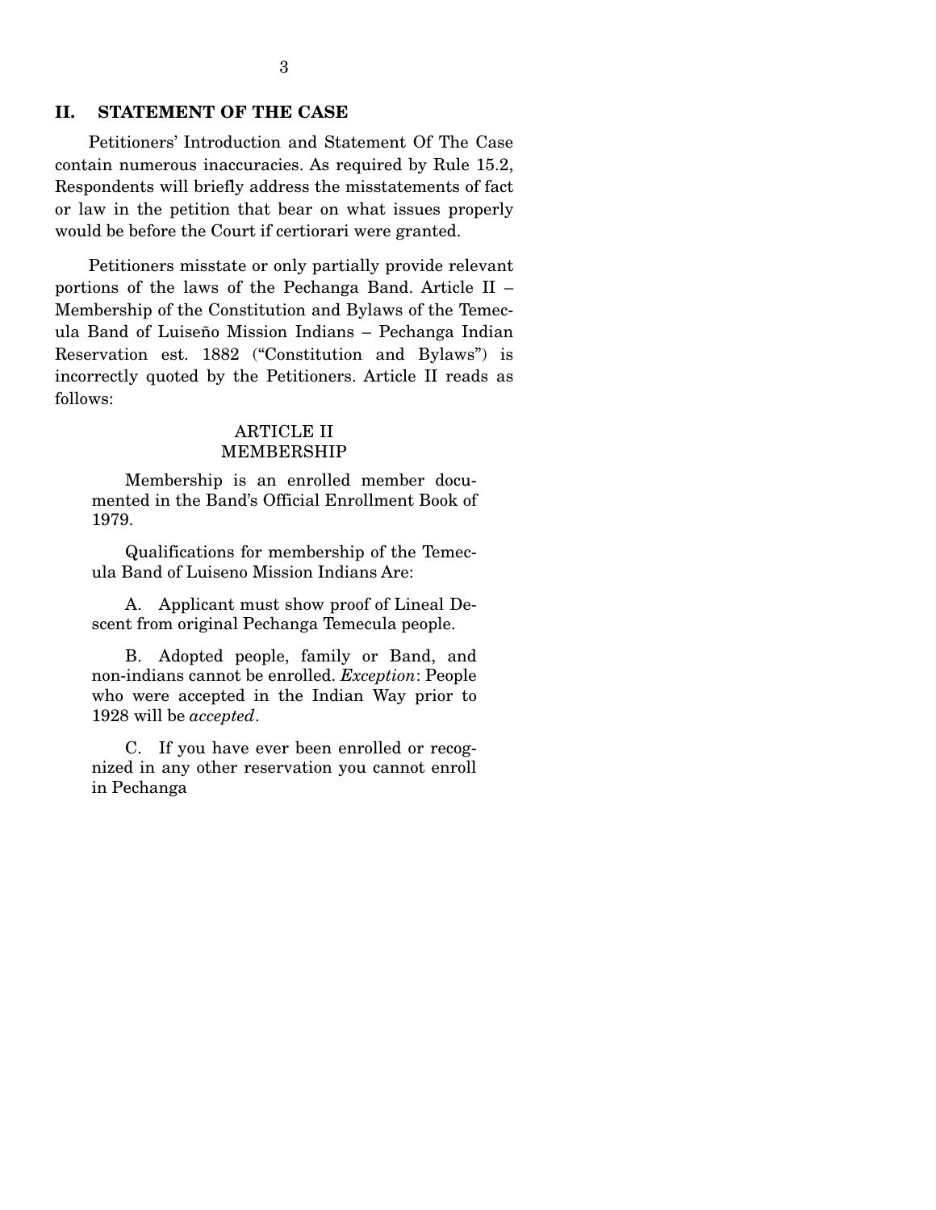## II. STATEMENT OF THE CASE

Petitioners' Introduction and Statement Of The Case contain numerous inaccuracies. As required by Rule 15.2, Respondents will briefly address the misstatements of fact or law in the petition that bear on what issues properly would be before the Court if certiorari were granted.

Petitioners misstate or only partially provide relevant portions of the laws of the Pechanga Band. Article II – Membership of the Constitution and Bylaws of the Temecula Band of Luiseño Mission Indians – Pechanga Indian Reservation est. 1882 ("Constitution and Bylaws") is incorrectly quoted by the Petitioners. Article II reads as follows:

> ARTICLE II
> MEMBERSHIP
>
> Membership is an enrolled member documented in the Band's Official Enrollment Book of 1979.
>
> Qualifications for membership of the Temecula Band of Luiseno Mission Indians Are:
>
> A. Applicant must show proof of Lineal Descent from original Pechanga Temecula people.
>
> B. Adopted people, family or Band, and non-indians cannot be enrolled. *Exception*: People who were accepted in the Indian Way prior to 1928 will be *accepted*.
>
> C. If you have ever been enrolled or recognized in any other reservation you cannot enroll in Pechanga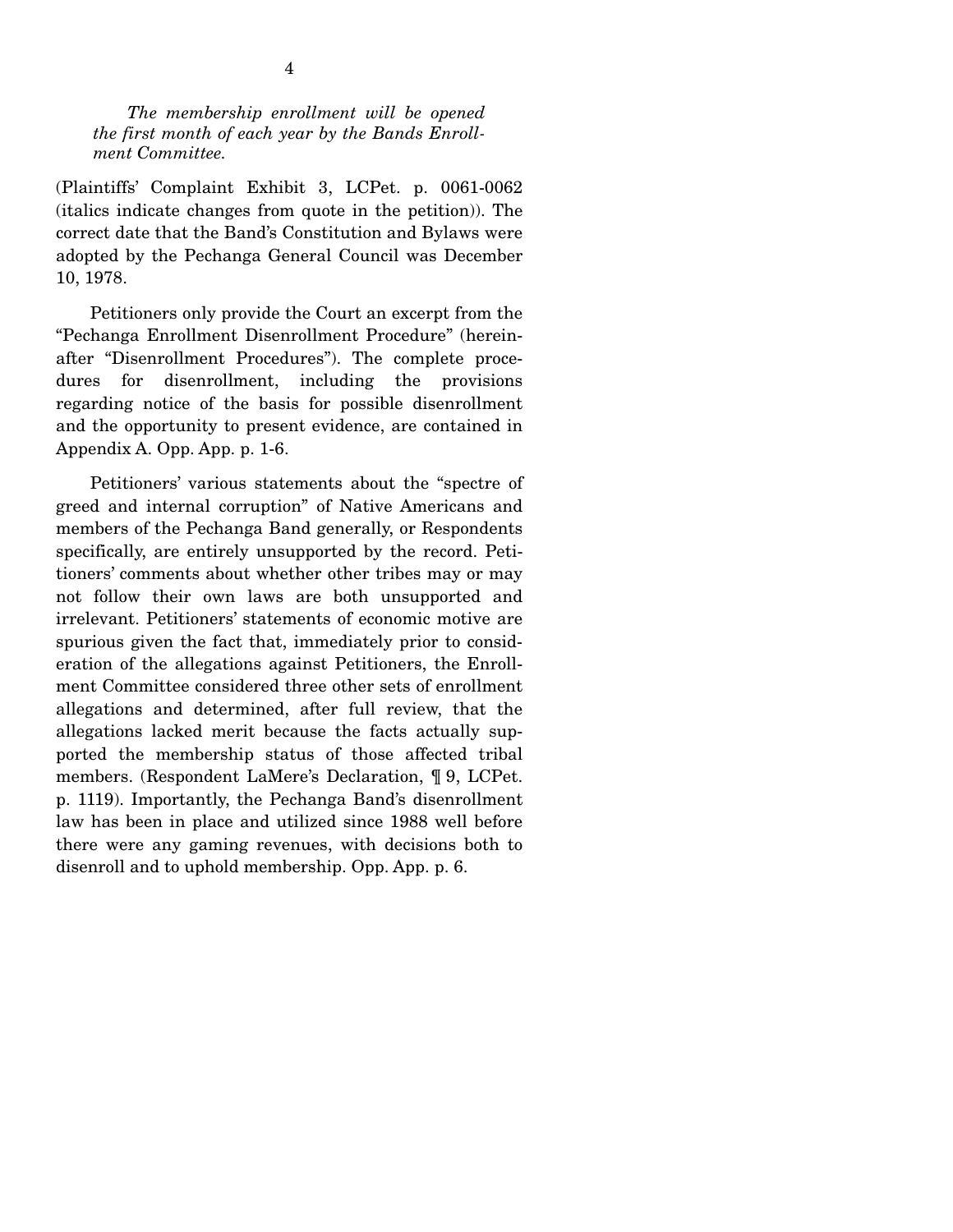*The membership enrollment will be opened the first month of each year by the Bands Enrollment Committee.*

(Plaintiffs' Complaint Exhibit 3, LCPet. p. 0061-0062 (italics indicate changes from quote in the petition)). The correct date that the Band's Constitution and Bylaws were adopted by the Pechanga General Council was December 10, 1978.

Petitioners only provide the Court an excerpt from the "Pechanga Enrollment Disenrollment Procedure" (hereinafter "Disenrollment Procedures"). The complete procedures for disenrollment, including the provisions regarding notice of the basis for possible disenrollment and the opportunity to present evidence, are contained in Appendix A. Opp. App. p. 1-6.

Petitioners' various statements about the "spectre of greed and internal corruption" of Native Americans and members of the Pechanga Band generally, or Respondents specifically, are entirely unsupported by the record. Petitioners' comments about whether other tribes may or may not follow their own laws are both unsupported and irrelevant. Petitioners' statements of economic motive are spurious given the fact that, immediately prior to consideration of the allegations against Petitioners, the Enrollment Committee considered three other sets of enrollment allegations and determined, after full review, that the allegations lacked merit because the facts actually supported the membership status of those affected tribal members. (Respondent LaMere's Declaration, ¶ 9, LCPet. p. 1119). Importantly, the Pechanga Band's disenrollment law has been in place and utilized since 1988 well before there were any gaming revenues, with decisions both to disenroll and to uphold membership. Opp. App. p. 6.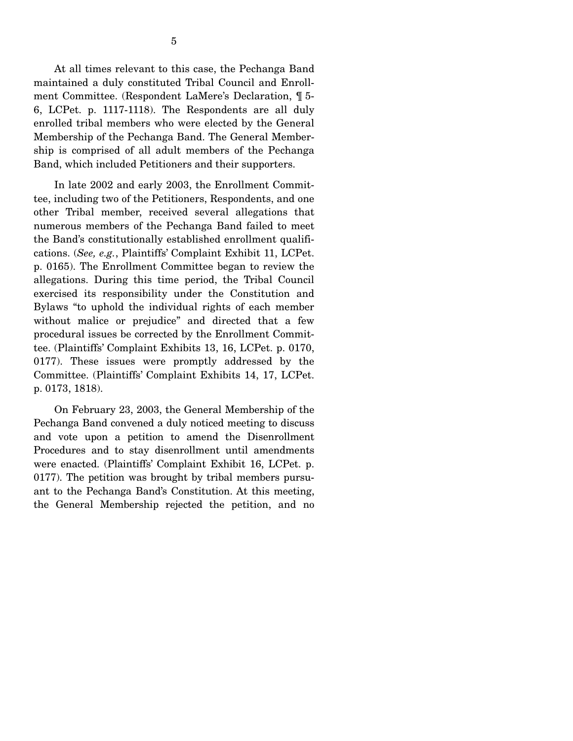At all times relevant to this case, the Pechanga Band maintained a duly constituted Tribal Council and Enrollment Committee. (Respondent LaMere's Declaration, ¶ 5-6, LCPet. p. 1117-1118). The Respondents are all duly enrolled tribal members who were elected by the General Membership of the Pechanga Band. The General Membership is comprised of all adult members of the Pechanga Band, which included Petitioners and their supporters.

In late 2002 and early 2003, the Enrollment Committee, including two of the Petitioners, Respondents, and one other Tribal member, received several allegations that numerous members of the Pechanga Band failed to meet the Band's constitutionally established enrollment qualifications. (*See, e.g.*, Plaintiffs' Complaint Exhibit 11, LCPet. p. 0165). The Enrollment Committee began to review the allegations. During this time period, the Tribal Council exercised its responsibility under the Constitution and Bylaws "to uphold the individual rights of each member without malice or prejudice" and directed that a few procedural issues be corrected by the Enrollment Committee. (Plaintiffs' Complaint Exhibits 13, 16, LCPet. p. 0170, 0177). These issues were promptly addressed by the Committee. (Plaintiffs' Complaint Exhibits 14, 17, LCPet. p. 0173, 1818).

On February 23, 2003, the General Membership of the Pechanga Band convened a duly noticed meeting to discuss and vote upon a petition to amend the Disenrollment Procedures and to stay disenrollment until amendments were enacted. (Plaintiffs' Complaint Exhibit 16, LCPet. p. 0177). The petition was brought by tribal members pursuant to the Pechanga Band's Constitution. At this meeting, the General Membership rejected the petition, and no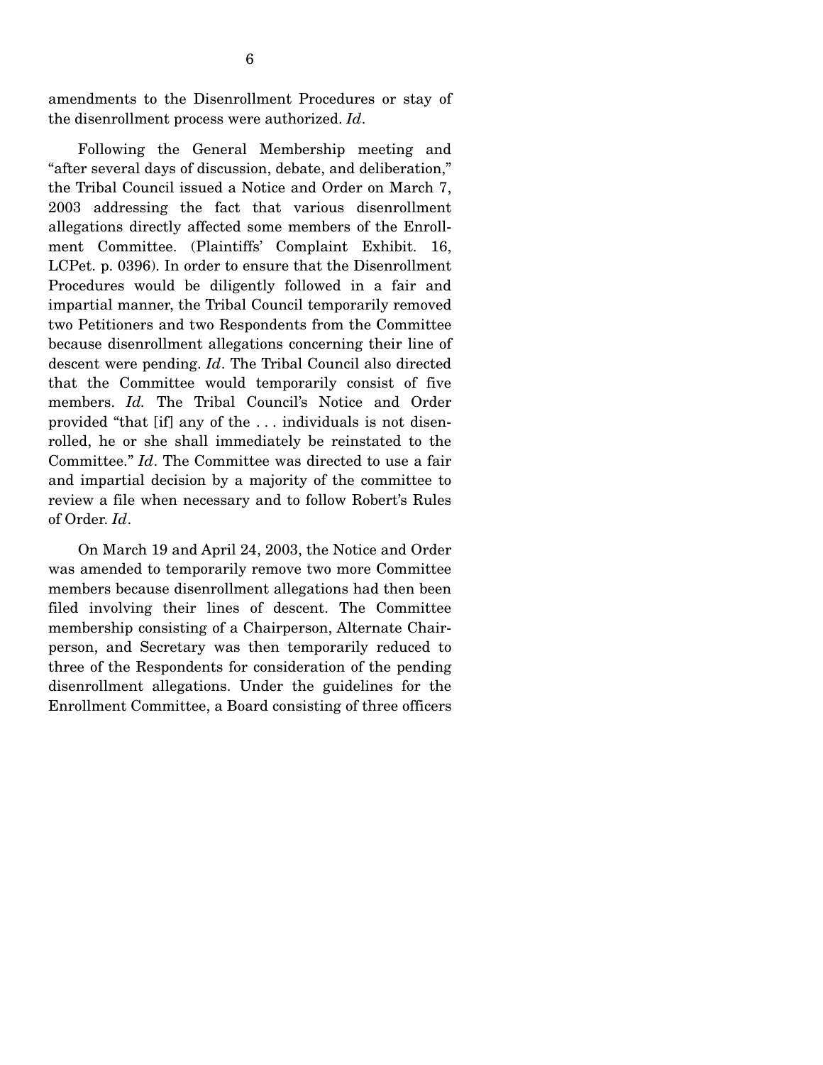amendments to the Disenrollment Procedures or stay of the disenrollment process were authorized. *Id*.

Following the General Membership meeting and "after several days of discussion, debate, and deliberation," the Tribal Council issued a Notice and Order on March 7, 2003 addressing the fact that various disenrollment allegations directly affected some members of the Enrollment Committee. (Plaintiffs' Complaint Exhibit. 16, LCPet. p. 0396). In order to ensure that the Disenrollment Procedures would be diligently followed in a fair and impartial manner, the Tribal Council temporarily removed two Petitioners and two Respondents from the Committee because disenrollment allegations concerning their line of descent were pending. *Id*. The Tribal Council also directed that the Committee would temporarily consist of five members. *Id.* The Tribal Council's Notice and Order provided "that [if] any of the . . . individuals is not disenrolled, he or she shall immediately be reinstated to the Committee." *Id*. The Committee was directed to use a fair and impartial decision by a majority of the committee to review a file when necessary and to follow Robert's Rules of Order. *Id*.

On March 19 and April 24, 2003, the Notice and Order was amended to temporarily remove two more Committee members because disenrollment allegations had then been filed involving their lines of descent. The Committee membership consisting of a Chairperson, Alternate Chairperson, and Secretary was then temporarily reduced to three of the Respondents for consideration of the pending disenrollment allegations. Under the guidelines for the Enrollment Committee, a Board consisting of three officers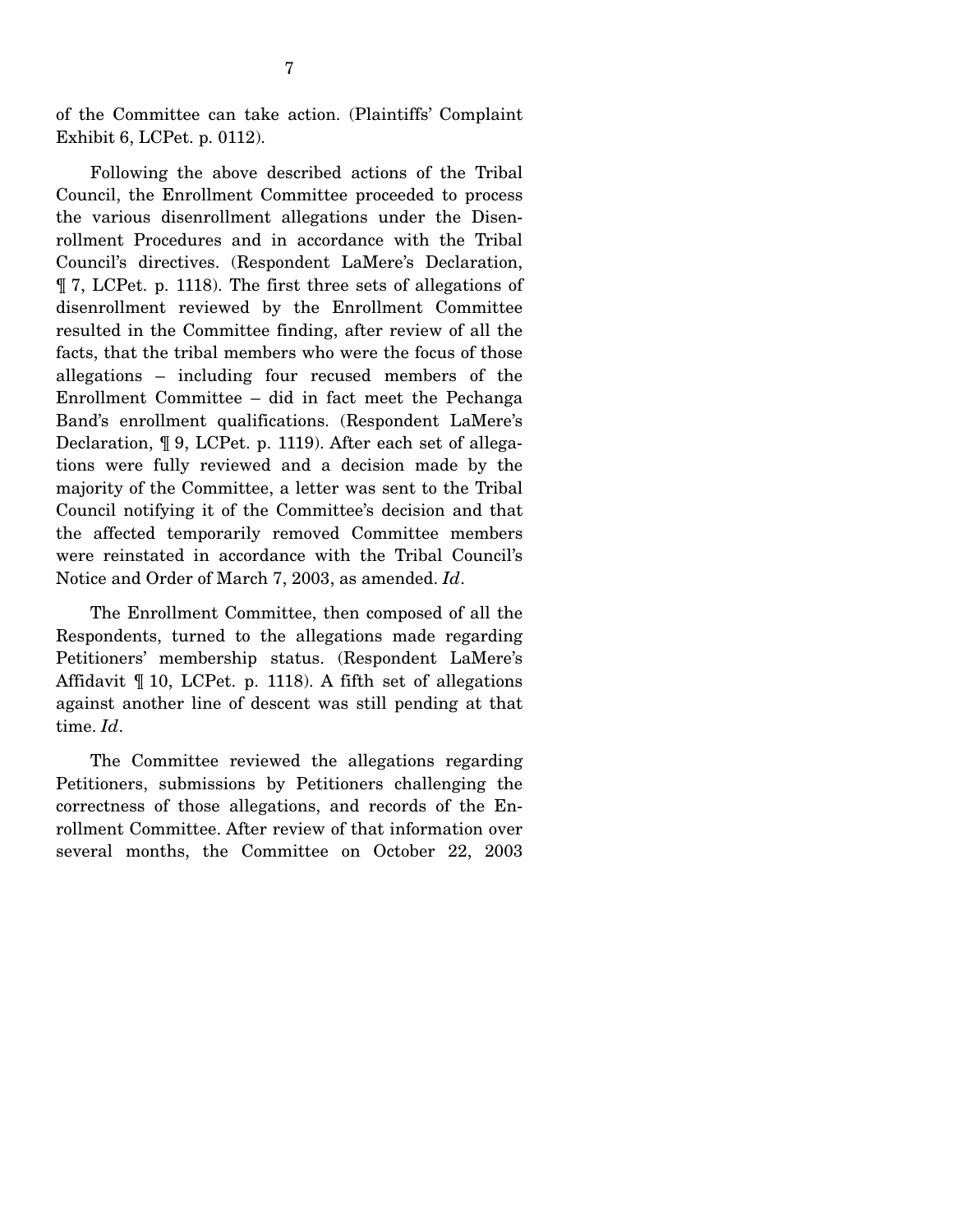of the Committee can take action. (Plaintiffs' Complaint Exhibit 6, LCPet. p. 0112).

Following the above described actions of the Tribal Council, the Enrollment Committee proceeded to process the various disenrollment allegations under the Disenrollment Procedures and in accordance with the Tribal Council's directives. (Respondent LaMere's Declaration, ¶ 7, LCPet. p. 1118). The first three sets of allegations of disenrollment reviewed by the Enrollment Committee resulted in the Committee finding, after review of all the facts, that the tribal members who were the focus of those allegations – including four recused members of the Enrollment Committee – did in fact meet the Pechanga Band's enrollment qualifications. (Respondent LaMere's Declaration, ¶ 9, LCPet. p. 1119). After each set of allegations were fully reviewed and a decision made by the majority of the Committee, a letter was sent to the Tribal Council notifying it of the Committee's decision and that the affected temporarily removed Committee members were reinstated in accordance with the Tribal Council's Notice and Order of March 7, 2003, as amended. *Id*.

The Enrollment Committee, then composed of all the Respondents, turned to the allegations made regarding Petitioners' membership status. (Respondent LaMere's Affidavit ¶ 10, LCPet. p. 1118). A fifth set of allegations against another line of descent was still pending at that time. *Id*.

The Committee reviewed the allegations regarding Petitioners, submissions by Petitioners challenging the correctness of those allegations, and records of the Enrollment Committee. After review of that information over several months, the Committee on October 22, 2003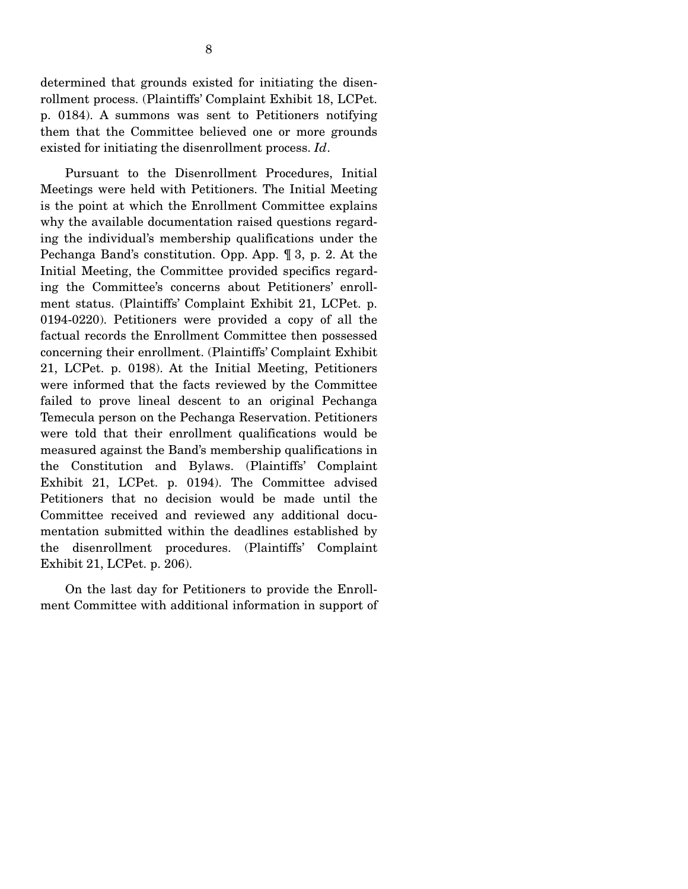determined that grounds existed for initiating the disenrollment process. (Plaintiffs' Complaint Exhibit 18, LCPet. p. 0184). A summons was sent to Petitioners notifying them that the Committee believed one or more grounds existed for initiating the disenrollment process. *Id*.

Pursuant to the Disenrollment Procedures, Initial Meetings were held with Petitioners. The Initial Meeting is the point at which the Enrollment Committee explains why the available documentation raised questions regarding the individual's membership qualifications under the Pechanga Band's constitution. Opp. App. ¶ 3, p. 2. At the Initial Meeting, the Committee provided specifics regarding the Committee's concerns about Petitioners' enrollment status. (Plaintiffs' Complaint Exhibit 21, LCPet. p. 0194-0220). Petitioners were provided a copy of all the factual records the Enrollment Committee then possessed concerning their enrollment. (Plaintiffs' Complaint Exhibit 21, LCPet. p. 0198). At the Initial Meeting, Petitioners were informed that the facts reviewed by the Committee failed to prove lineal descent to an original Pechanga Temecula person on the Pechanga Reservation. Petitioners were told that their enrollment qualifications would be measured against the Band's membership qualifications in the Constitution and Bylaws. (Plaintiffs' Complaint Exhibit 21, LCPet. p. 0194). The Committee advised Petitioners that no decision would be made until the Committee received and reviewed any additional documentation submitted within the deadlines established by the disenrollment procedures. (Plaintiffs' Complaint Exhibit 21, LCPet. p. 206).

On the last day for Petitioners to provide the Enrollment Committee with additional information in support of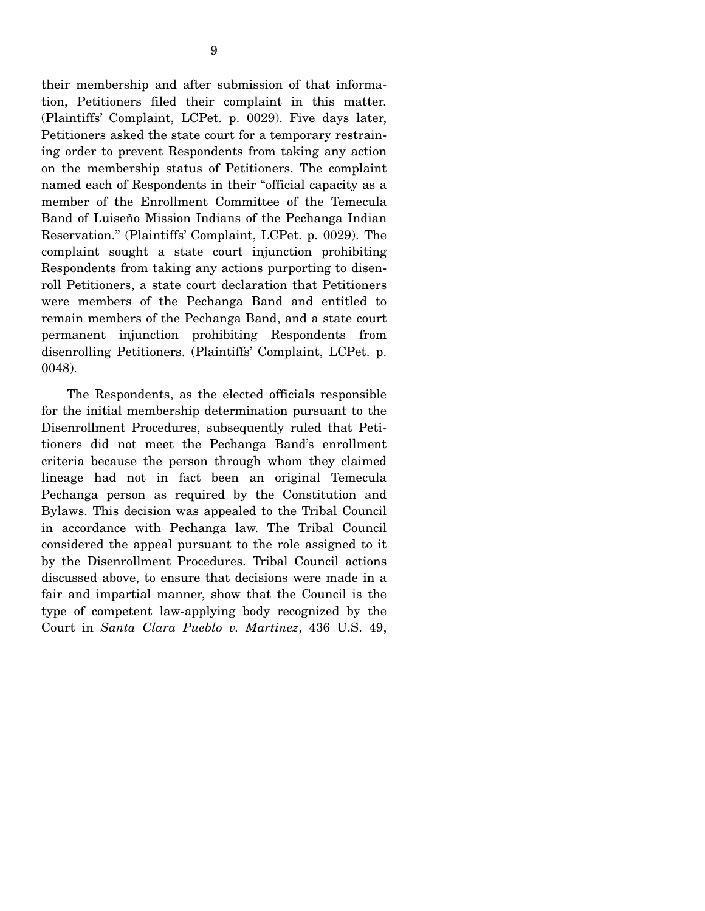their membership and after submission of that information, Petitioners filed their complaint in this matter. (Plaintiffs' Complaint, LCPet. p. 0029). Five days later, Petitioners asked the state court for a temporary restraining order to prevent Respondents from taking any action on the membership status of Petitioners. The complaint named each of Respondents in their "official capacity as a member of the Enrollment Committee of the Temecula Band of Luiseño Mission Indians of the Pechanga Indian Reservation." (Plaintiffs' Complaint, LCPet. p. 0029). The complaint sought a state court injunction prohibiting Respondents from taking any actions purporting to disenroll Petitioners, a state court declaration that Petitioners were members of the Pechanga Band and entitled to remain members of the Pechanga Band, and a state court permanent injunction prohibiting Respondents from disenrolling Petitioners. (Plaintiffs' Complaint, LCPet. p. 0048).

The Respondents, as the elected officials responsible for the initial membership determination pursuant to the Disenrollment Procedures, subsequently ruled that Petitioners did not meet the Pechanga Band's enrollment criteria because the person through whom they claimed lineage had not in fact been an original Temecula Pechanga person as required by the Constitution and Bylaws. This decision was appealed to the Tribal Council in accordance with Pechanga law. The Tribal Council considered the appeal pursuant to the role assigned to it by the Disenrollment Procedures. Tribal Council actions discussed above, to ensure that decisions were made in a fair and impartial manner, show that the Council is the type of competent law-applying body recognized by the Court in *Santa Clara Pueblo v. Martinez*, 436 U.S. 49,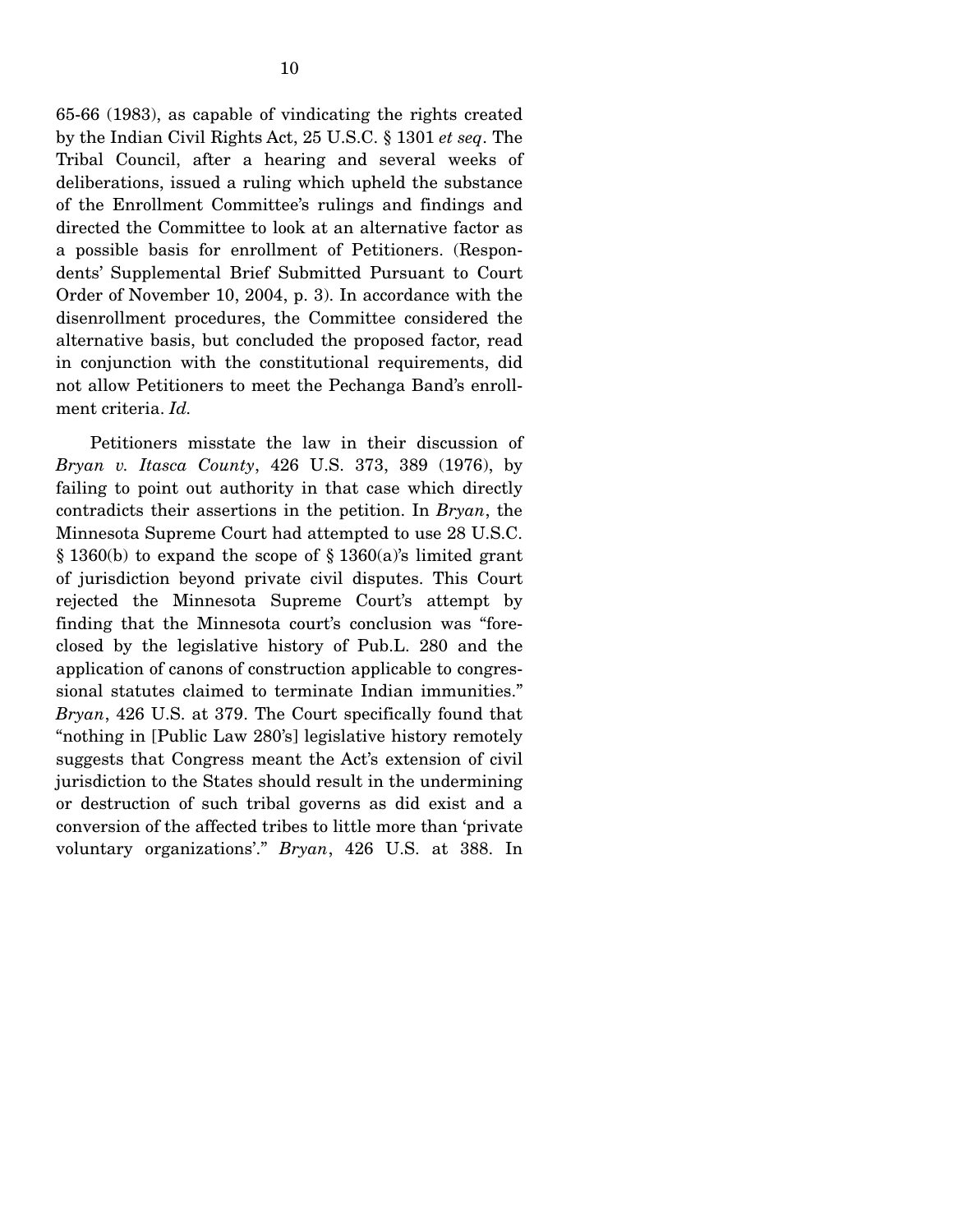65-66 (1983), as capable of vindicating the rights created by the Indian Civil Rights Act, 25 U.S.C. § 1301 *et seq*. The Tribal Council, after a hearing and several weeks of deliberations, issued a ruling which upheld the substance of the Enrollment Committee's rulings and findings and directed the Committee to look at an alternative factor as a possible basis for enrollment of Petitioners. (Respondents' Supplemental Brief Submitted Pursuant to Court Order of November 10, 2004, p. 3). In accordance with the disenrollment procedures, the Committee considered the alternative basis, but concluded the proposed factor, read in conjunction with the constitutional requirements, did not allow Petitioners to meet the Pechanga Band's enrollment criteria. *Id.*

Petitioners misstate the law in their discussion of *Bryan v. Itasca County*, 426 U.S. 373, 389 (1976), by failing to point out authority in that case which directly contradicts their assertions in the petition. In *Bryan*, the Minnesota Supreme Court had attempted to use 28 U.S.C. § 1360(b) to expand the scope of § 1360(a)'s limited grant of jurisdiction beyond private civil disputes. This Court rejected the Minnesota Supreme Court's attempt by finding that the Minnesota court's conclusion was "foreclosed by the legislative history of Pub.L. 280 and the application of canons of construction applicable to congressional statutes claimed to terminate Indian immunities." *Bryan*, 426 U.S. at 379. The Court specifically found that "nothing in [Public Law 280's] legislative history remotely suggests that Congress meant the Act's extension of civil jurisdiction to the States should result in the undermining or destruction of such tribal governs as did exist and a conversion of the affected tribes to little more than 'private voluntary organizations'." *Bryan*, 426 U.S. at 388. In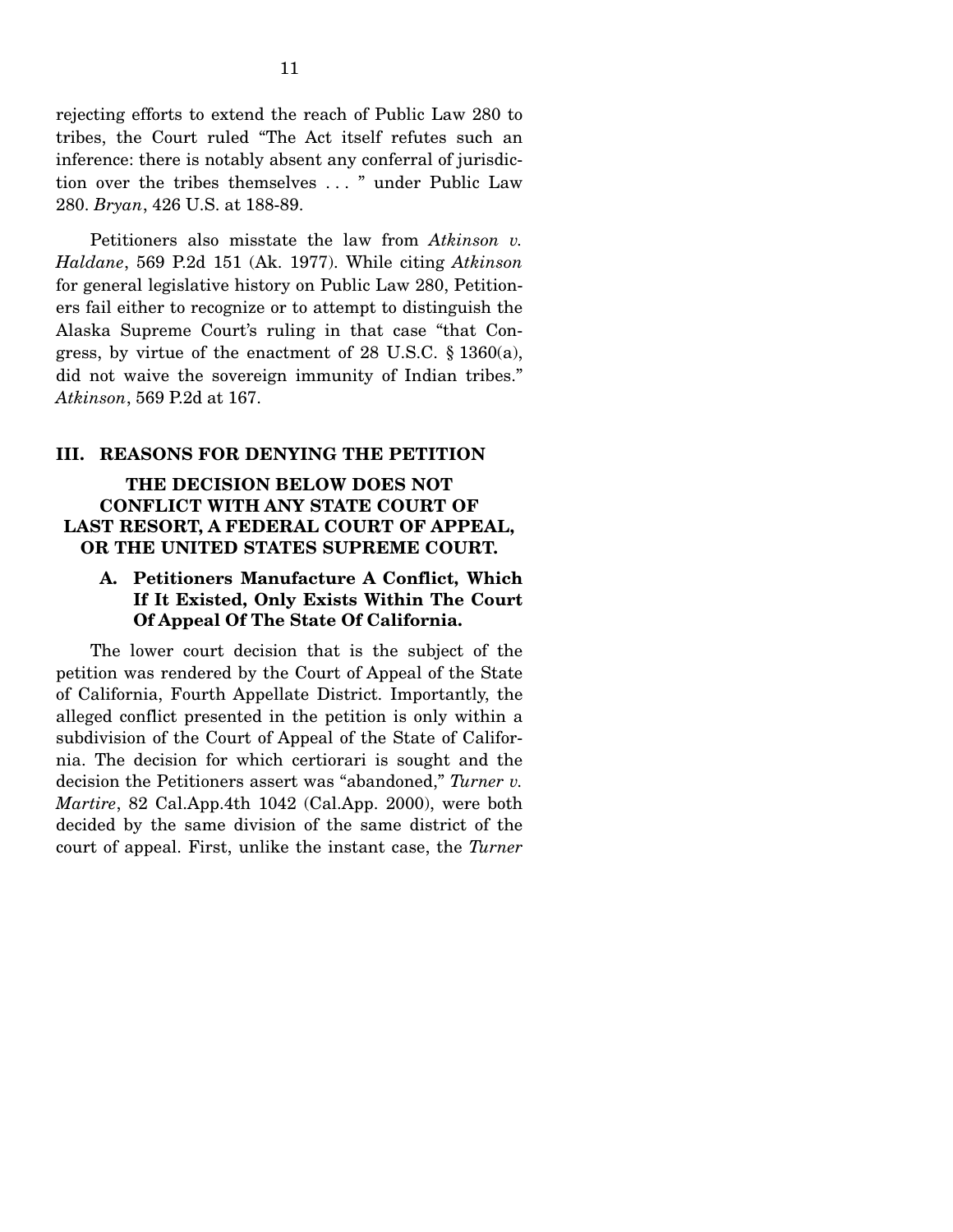rejecting efforts to extend the reach of Public Law 280 to tribes, the Court ruled "The Act itself refutes such an inference: there is notably absent any conferral of jurisdiction over the tribes themselves . . . " under Public Law 280. *Bryan*, 426 U.S. at 188-89.

Petitioners also misstate the law from *Atkinson v. Haldane*, 569 P.2d 151 (Ak. 1977). While citing *Atkinson* for general legislative history on Public Law 280, Petitioners fail either to recognize or to attempt to distinguish the Alaska Supreme Court's ruling in that case "that Congress, by virtue of the enactment of 28 U.S.C. § 1360(a), did not waive the sovereign immunity of Indian tribes." *Atkinson*, 569 P.2d at 167.

## III. REASONS FOR DENYING THE PETITION

### THE DECISION BELOW DOES NOT CONFLICT WITH ANY STATE COURT OF LAST RESORT, A FEDERAL COURT OF APPEAL, OR THE UNITED STATES SUPREME COURT.

#### A. Petitioners Manufacture A Conflict, Which If It Existed, Only Exists Within The Court Of Appeal Of The State Of California.

The lower court decision that is the subject of the petition was rendered by the Court of Appeal of the State of California, Fourth Appellate District. Importantly, the alleged conflict presented in the petition is only within a subdivision of the Court of Appeal of the State of California. The decision for which certiorari is sought and the decision the Petitioners assert was "abandoned," *Turner v. Martire*, 82 Cal.App.4th 1042 (Cal.App. 2000), were both decided by the same division of the same district of the court of appeal. First, unlike the instant case, the *Turner*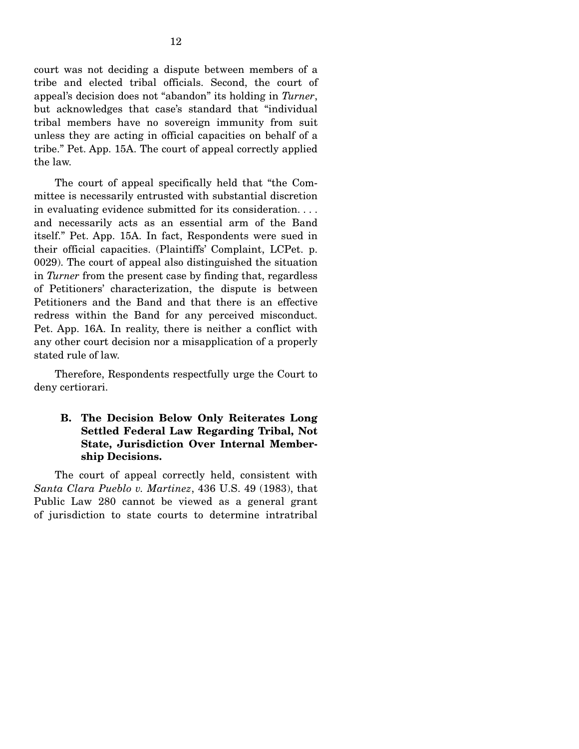court was not deciding a dispute between members of a tribe and elected tribal officials. Second, the court of appeal's decision does not "abandon" its holding in *Turner*, but acknowledges that case's standard that "individual tribal members have no sovereign immunity from suit unless they are acting in official capacities on behalf of a tribe." Pet. App. 15A. The court of appeal correctly applied the law.

The court of appeal specifically held that "the Committee is necessarily entrusted with substantial discretion in evaluating evidence submitted for its consideration. . . . and necessarily acts as an essential arm of the Band itself." Pet. App. 15A. In fact, Respondents were sued in their official capacities. (Plaintiffs' Complaint, LCPet. p. 0029). The court of appeal also distinguished the situation in *Turner* from the present case by finding that, regardless of Petitioners' characterization, the dispute is between Petitioners and the Band and that there is an effective redress within the Band for any perceived misconduct. Pet. App. 16A. In reality, there is neither a conflict with any other court decision nor a misapplication of a properly stated rule of law.

Therefore, Respondents respectfully urge the Court to deny certiorari.

### B. The Decision Below Only Reiterates Long Settled Federal Law Regarding Tribal, Not State, Jurisdiction Over Internal Membership Decisions.

The court of appeal correctly held, consistent with *Santa Clara Pueblo v. Martinez*, 436 U.S. 49 (1983), that Public Law 280 cannot be viewed as a general grant of jurisdiction to state courts to determine intratribal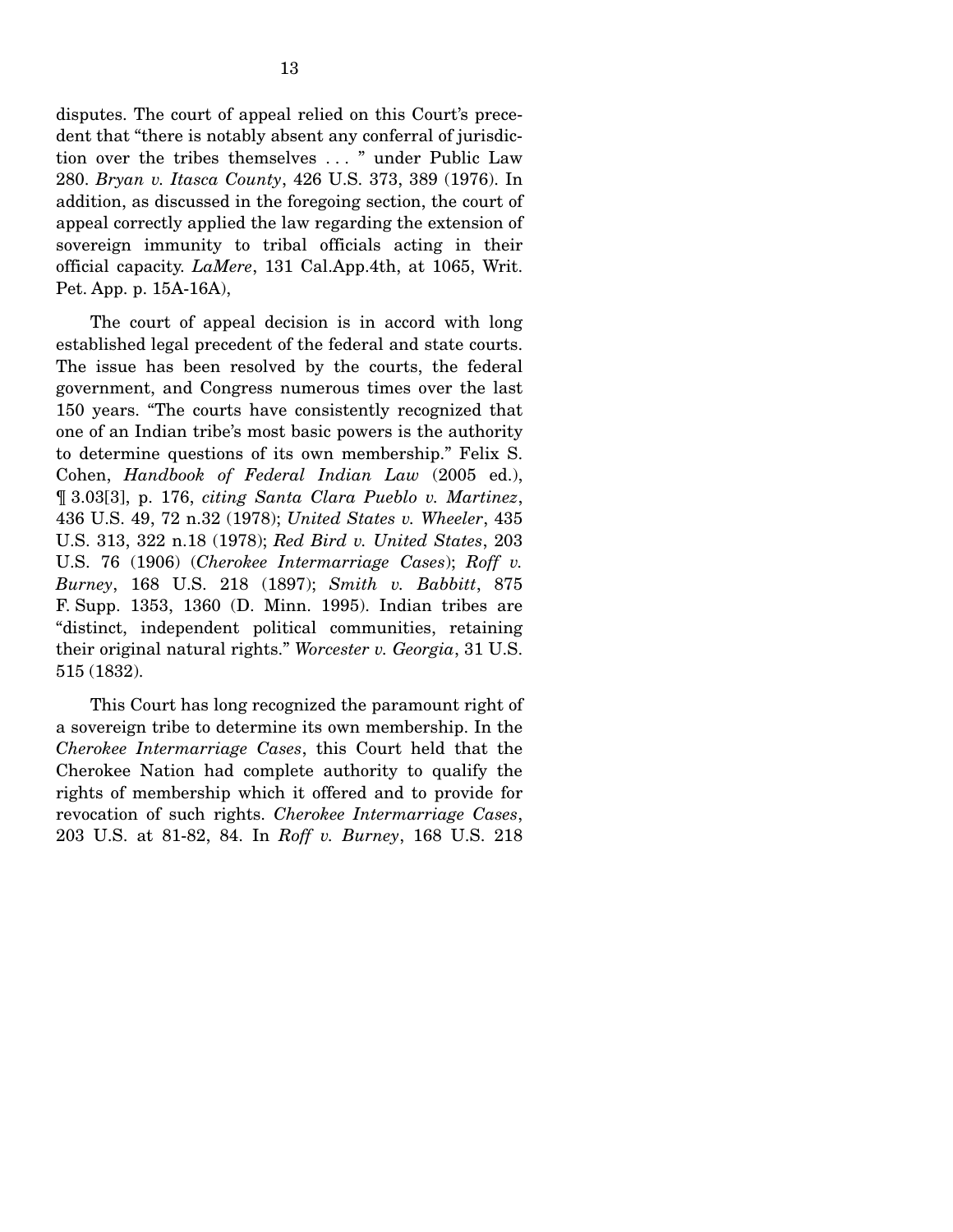disputes. The court of appeal relied on this Court's precedent that "there is notably absent any conferral of jurisdiction over the tribes themselves . . . " under Public Law 280. *Bryan v. Itasca County*, 426 U.S. 373, 389 (1976). In addition, as discussed in the foregoing section, the court of appeal correctly applied the law regarding the extension of sovereign immunity to tribal officials acting in their official capacity. *LaMere*, 131 Cal.App.4th, at 1065, Writ. Pet. App. p. 15A-16A),

The court of appeal decision is in accord with long established legal precedent of the federal and state courts. The issue has been resolved by the courts, the federal government, and Congress numerous times over the last 150 years. "The courts have consistently recognized that one of an Indian tribe's most basic powers is the authority to determine questions of its own membership." Felix S. Cohen, *Handbook of Federal Indian Law* (2005 ed.), ¶ 3.03[3], p. 176, *citing Santa Clara Pueblo v. Martinez*, 436 U.S. 49, 72 n.32 (1978); *United States v. Wheeler*, 435 U.S. 313, 322 n.18 (1978); *Red Bird v. United States*, 203 U.S. 76 (1906) (*Cherokee Intermarriage Cases*); *Roff v. Burney*, 168 U.S. 218 (1897); *Smith v. Babbitt*, 875 F. Supp. 1353, 1360 (D. Minn. 1995). Indian tribes are "distinct, independent political communities, retaining their original natural rights." *Worcester v. Georgia*, 31 U.S. 515 (1832).

This Court has long recognized the paramount right of a sovereign tribe to determine its own membership. In the *Cherokee Intermarriage Cases*, this Court held that the Cherokee Nation had complete authority to qualify the rights of membership which it offered and to provide for revocation of such rights. *Cherokee Intermarriage Cases*, 203 U.S. at 81-82, 84. In *Roff v. Burney*, 168 U.S. 218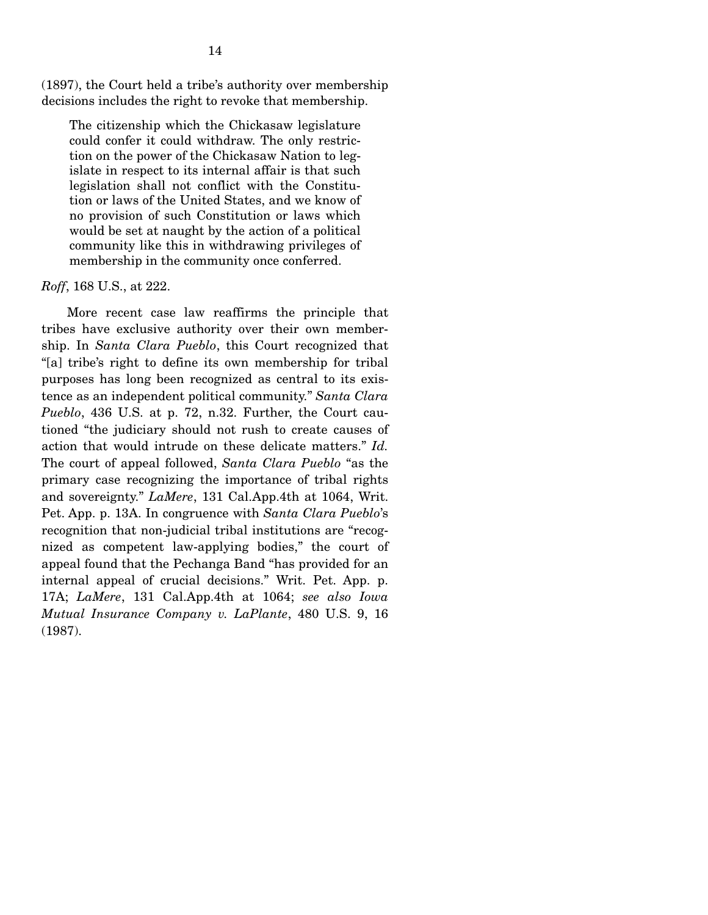(1897), the Court held a tribe's authority over membership decisions includes the right to revoke that membership.

> The citizenship which the Chickasaw legislature could confer it could withdraw. The only restriction on the power of the Chickasaw Nation to legislate in respect to its internal affair is that such legislation shall not conflict with the Constitution or laws of the United States, and we know of no provision of such Constitution or laws which would be set at naught by the action of a political community like this in withdrawing privileges of membership in the community once conferred.

*Roff*, 168 U.S., at 222.

More recent case law reaffirms the principle that tribes have exclusive authority over their own membership. In *Santa Clara Pueblo*, this Court recognized that "[a] tribe's right to define its own membership for tribal purposes has long been recognized as central to its existence as an independent political community." *Santa Clara Pueblo*, 436 U.S. at p. 72, n.32. Further, the Court cautioned "the judiciary should not rush to create causes of action that would intrude on these delicate matters." *Id.* The court of appeal followed, *Santa Clara Pueblo* "as the primary case recognizing the importance of tribal rights and sovereignty." *LaMere*, 131 Cal.App.4th at 1064, Writ. Pet. App. p. 13A. In congruence with *Santa Clara Pueblo*'s recognition that non-judicial tribal institutions are "recognized as competent law-applying bodies," the court of appeal found that the Pechanga Band "has provided for an internal appeal of crucial decisions." Writ. Pet. App. p. 17A; *LaMere*, 131 Cal.App.4th at 1064; *see also Iowa Mutual Insurance Company v. LaPlante*, 480 U.S. 9, 16 (1987).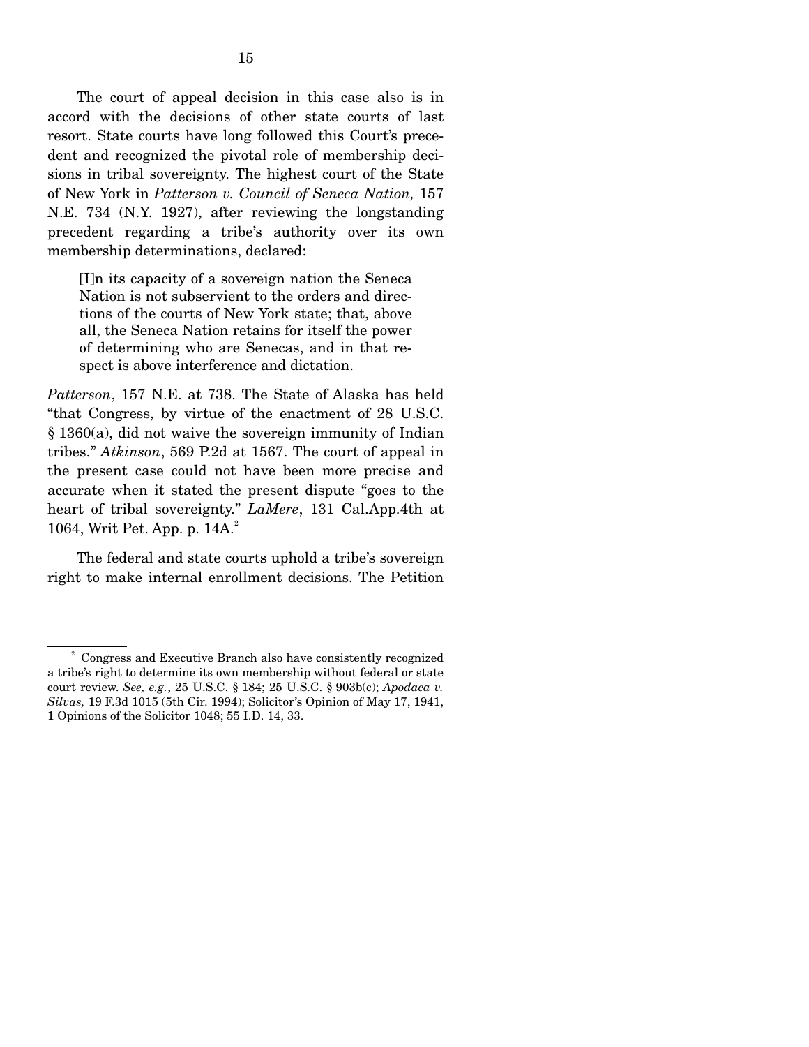The court of appeal decision in this case also is in accord with the decisions of other state courts of last resort. State courts have long followed this Court's precedent and recognized the pivotal role of membership decisions in tribal sovereignty. The highest court of the State of New York in *Patterson v. Council of Seneca Nation,* 157 N.E. 734 (N.Y. 1927), after reviewing the longstanding precedent regarding a tribe's authority over its own membership determinations, declared:

> [I]n its capacity of a sovereign nation the Seneca Nation is not subservient to the orders and directions of the courts of New York state; that, above all, the Seneca Nation retains for itself the power of determining who are Senecas, and in that respect is above interference and dictation.

*Patterson*, 157 N.E. at 738. The State of Alaska has held "that Congress, by virtue of the enactment of 28 U.S.C. § 1360(a), did not waive the sovereign immunity of Indian tribes." *Atkinson*, 569 P.2d at 1567. The court of appeal in the present case could not have been more precise and accurate when it stated the present dispute "goes to the heart of tribal sovereignty." *LaMere*, 131 Cal.App.4th at 1064, Writ Pet. App. p. 14A.[2]

The federal and state courts uphold a tribe's sovereign right to make internal enrollment decisions. The Petition

---

[2] Congress and Executive Branch also have consistently recognized a tribe's right to determine its own membership without federal or state court review. *See, e.g.*, 25 U.S.C. § 184; 25 U.S.C. § 903b(c); *Apodaca v. Silvas,* 19 F.3d 1015 (5th Cir. 1994); Solicitor's Opinion of May 17, 1941, 1 Opinions of the Solicitor 1048; 55 I.D. 14, 33.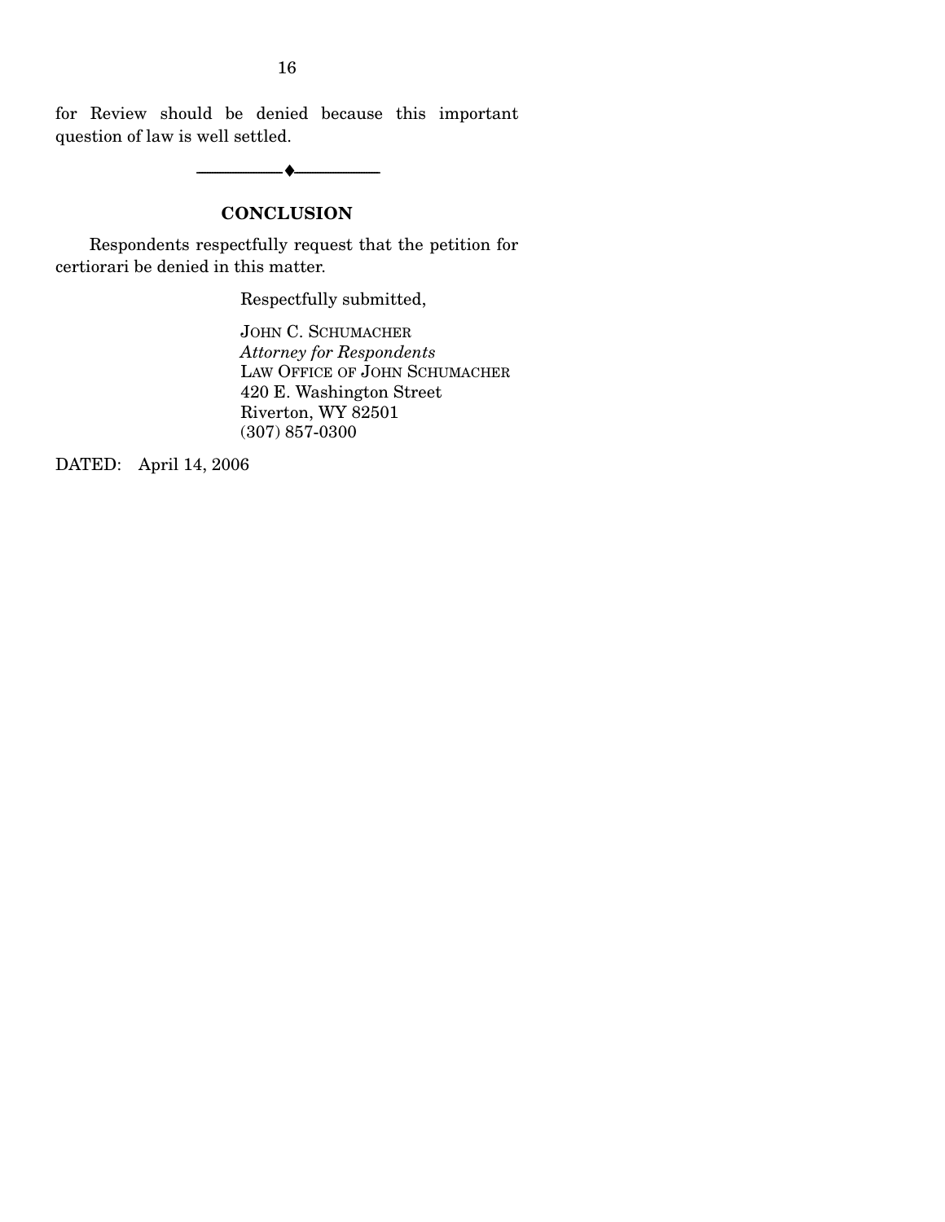for Review should be denied because this important question of law is well settled.

---

## CONCLUSION

Respondents respectfully request that the petition for certiorari be denied in this matter.

Respectfully submitted,

JOHN C. SCHUMACHER
*Attorney for Respondents*
LAW OFFICE OF JOHN SCHUMACHER
420 E. Washington Street
Riverton, WY 82501
(307) 857-0300

DATED: April 14, 2006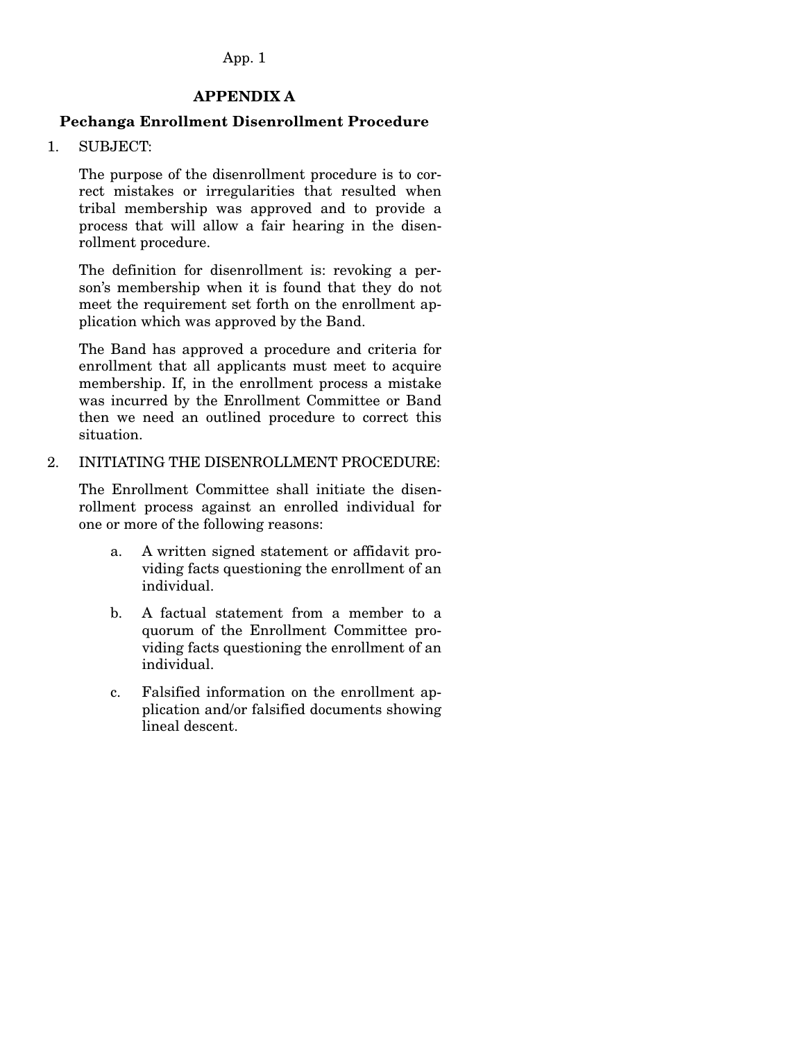# APPENDIX A

## Pechanga Enrollment Disenrollment Procedure

1. SUBJECT:

   The purpose of the disenrollment procedure is to correct mistakes or irregularities that resulted when tribal membership was approved and to provide a process that will allow a fair hearing in the disenrollment procedure.

   The definition for disenrollment is: revoking a person's membership when it is found that they do not meet the requirement set forth on the enrollment application which was approved by the Band.

   The Band has approved a procedure and criteria for enrollment that all applicants must meet to acquire membership. If, in the enrollment process a mistake was incurred by the Enrollment Committee or Band then we need an outlined procedure to correct this situation.

2. INITIATING THE DISENROLLMENT PROCEDURE:

   The Enrollment Committee shall initiate the disenrollment process against an enrolled individual for one or more of the following reasons:

   a. A written signed statement or affidavit providing facts questioning the enrollment of an individual.

   b. A factual statement from a member to a quorum of the Enrollment Committee providing facts questioning the enrollment of an individual.

   c. Falsified information on the enrollment application and/or falsified documents showing lineal descent.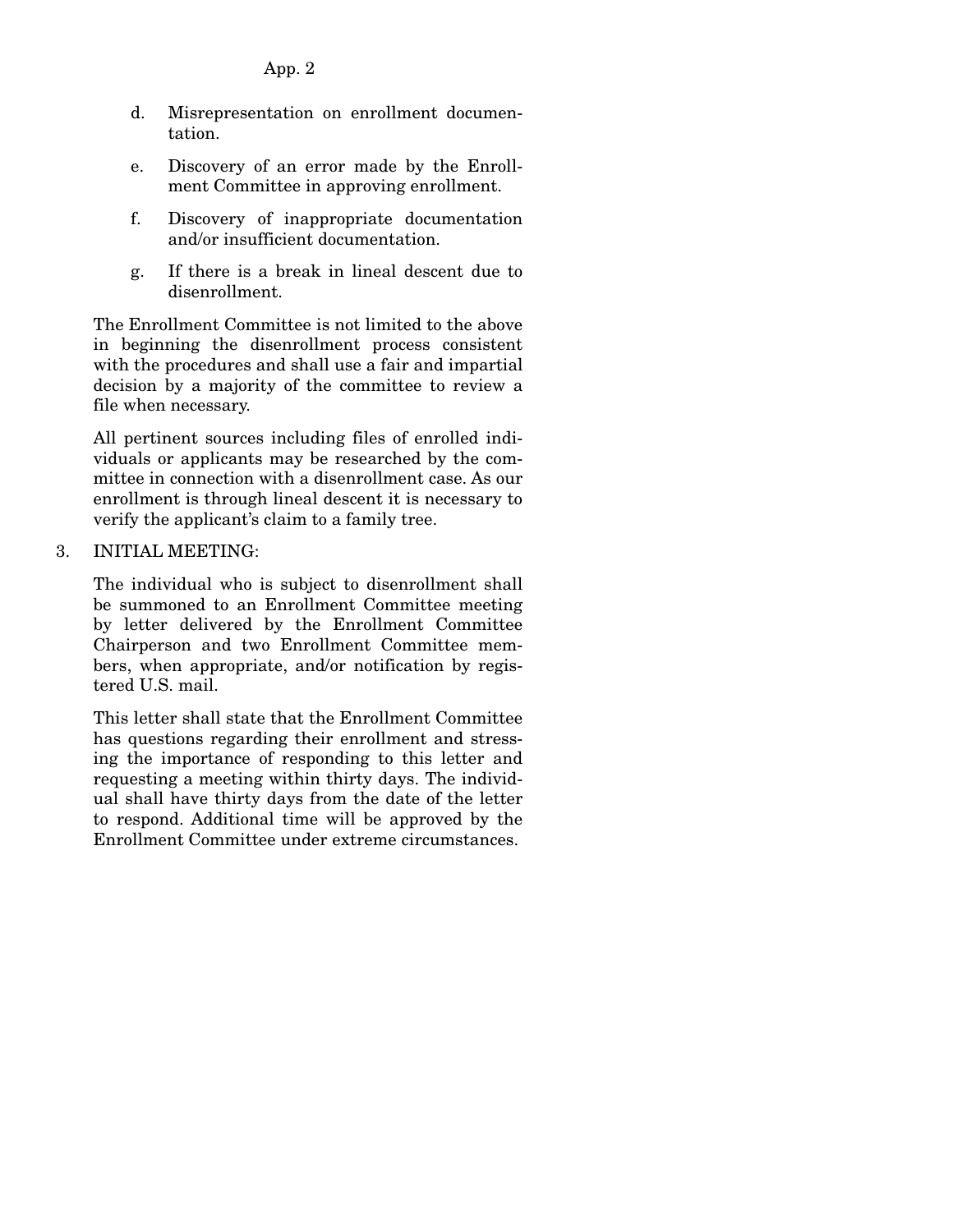d. Misrepresentation on enrollment documentation.

e. Discovery of an error made by the Enrollment Committee in approving enrollment.

f. Discovery of inappropriate documentation and/or insufficient documentation.

g. If there is a break in lineal descent due to disenrollment.

The Enrollment Committee is not limited to the above in beginning the disenrollment process consistent with the procedures and shall use a fair and impartial decision by a majority of the committee to review a file when necessary.

All pertinent sources including files of enrolled individuals or applicants may be researched by the committee in connection with a disenrollment case. As our enrollment is through lineal descent it is necessary to verify the applicant's claim to a family tree.

3. INITIAL MEETING:

The individual who is subject to disenrollment shall be summoned to an Enrollment Committee meeting by letter delivered by the Enrollment Committee Chairperson and two Enrollment Committee members, when appropriate, and/or notification by registered U.S. mail.

This letter shall state that the Enrollment Committee has questions regarding their enrollment and stressing the importance of responding to this letter and requesting a meeting within thirty days. The individual shall have thirty days from the date of the letter to respond. Additional time will be approved by the Enrollment Committee under extreme circumstances.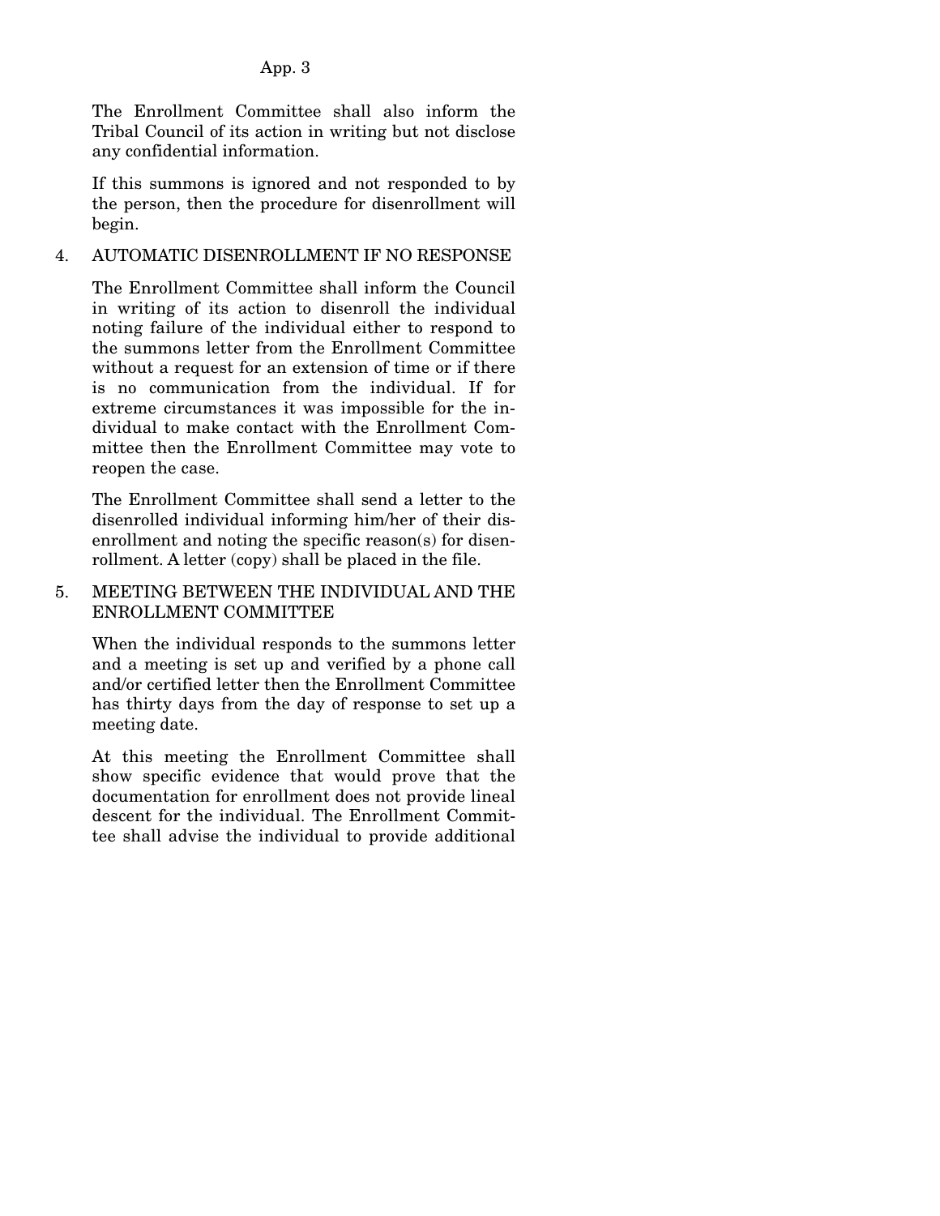The Enrollment Committee shall also inform the Tribal Council of its action in writing but not disclose any confidential information.

If this summons is ignored and not responded to by the person, then the procedure for disenrollment will begin.

4. AUTOMATIC DISENROLLMENT IF NO RESPONSE

The Enrollment Committee shall inform the Council in writing of its action to disenroll the individual noting failure of the individual either to respond to the summons letter from the Enrollment Committee without a request for an extension of time or if there is no communication from the individual. If for extreme circumstances it was impossible for the individual to make contact with the Enrollment Committee then the Enrollment Committee may vote to reopen the case.

The Enrollment Committee shall send a letter to the disenrolled individual informing him/her of their disenrollment and noting the specific reason(s) for disenrollment. A letter (copy) shall be placed in the file.

5. MEETING BETWEEN THE INDIVIDUAL AND THE ENROLLMENT COMMITTEE

When the individual responds to the summons letter and a meeting is set up and verified by a phone call and/or certified letter then the Enrollment Committee has thirty days from the day of response to set up a meeting date.

At this meeting the Enrollment Committee shall show specific evidence that would prove that the documentation for enrollment does not provide lineal descent for the individual. The Enrollment Committee shall advise the individual to provide additional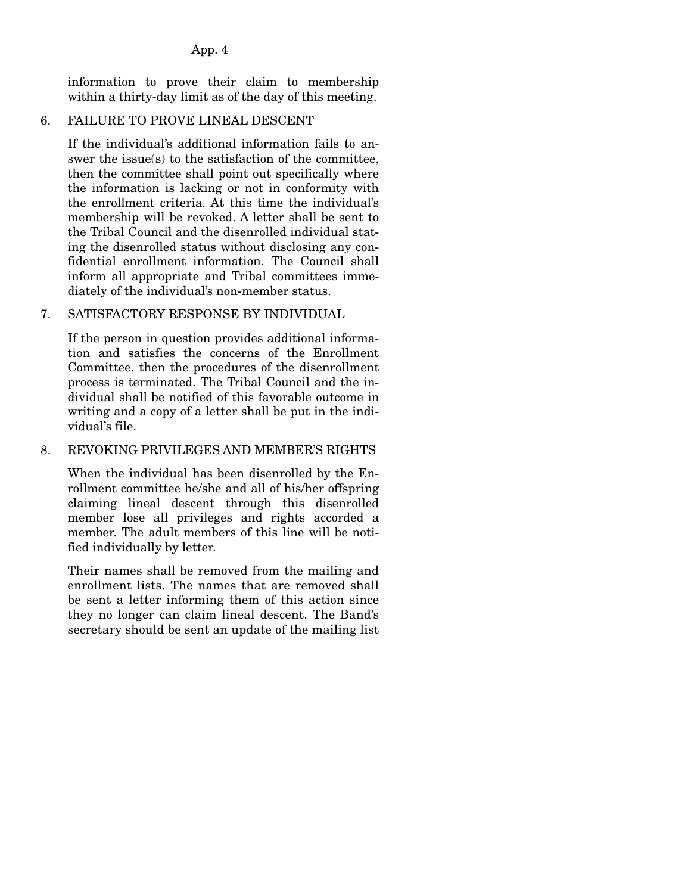information to prove their claim to membership within a thirty-day limit as of the day of this meeting.

6. FAILURE TO PROVE LINEAL DESCENT

   If the individual's additional information fails to answer the issue(s) to the satisfaction of the committee, then the committee shall point out specifically where the information is lacking or not in conformity with the enrollment criteria. At this time the individual's membership will be revoked. A letter shall be sent to the Tribal Council and the disenrolled individual stating the disenrolled status without disclosing any confidential enrollment information. The Council shall inform all appropriate and Tribal committees immediately of the individual's non-member status.

7. SATISFACTORY RESPONSE BY INDIVIDUAL

   If the person in question provides additional information and satisfies the concerns of the Enrollment Committee, then the procedures of the disenrollment process is terminated. The Tribal Council and the individual shall be notified of this favorable outcome in writing and a copy of a letter shall be put in the individual's file.

8. REVOKING PRIVILEGES AND MEMBER'S RIGHTS

   When the individual has been disenrolled by the Enrollment committee he/she and all of his/her offspring claiming lineal descent through this disenrolled member lose all privileges and rights accorded a member. The adult members of this line will be notified individually by letter.

   Their names shall be removed from the mailing and enrollment lists. The names that are removed shall be sent a letter informing them of this action since they no longer can claim lineal descent. The Band's secretary should be sent an update of the mailing list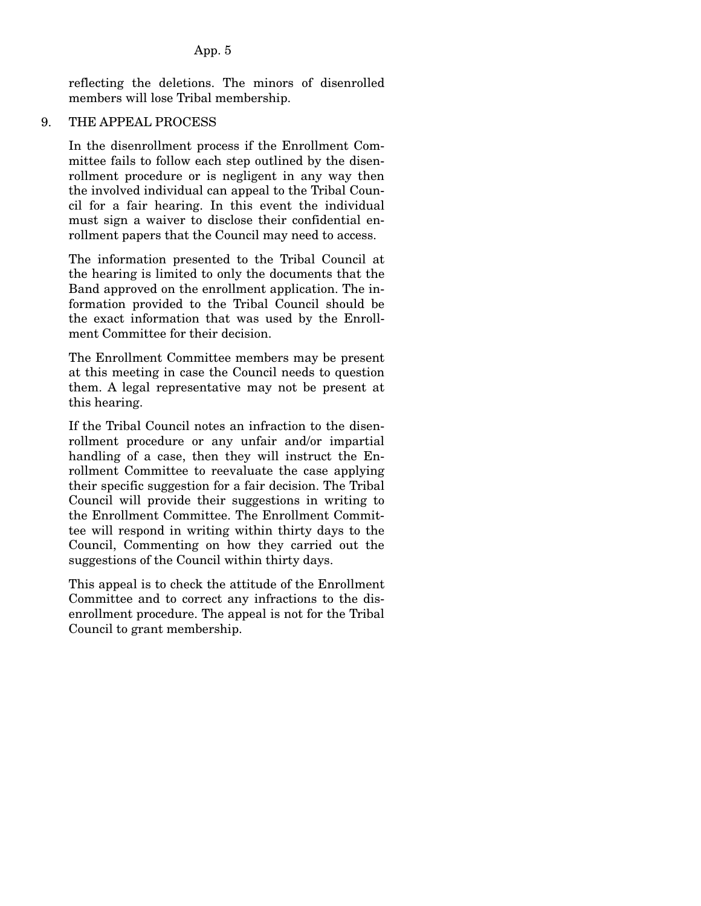reflecting the deletions. The minors of disenrolled members will lose Tribal membership.

9. THE APPEAL PROCESS

In the disenrollment process if the Enrollment Committee fails to follow each step outlined by the disenrollment procedure or is negligent in any way then the involved individual can appeal to the Tribal Council for a fair hearing. In this event the individual must sign a waiver to disclose their confidential enrollment papers that the Council may need to access.

The information presented to the Tribal Council at the hearing is limited to only the documents that the Band approved on the enrollment application. The information provided to the Tribal Council should be the exact information that was used by the Enrollment Committee for their decision.

The Enrollment Committee members may be present at this meeting in case the Council needs to question them. A legal representative may not be present at this hearing.

If the Tribal Council notes an infraction to the disenrollment procedure or any unfair and/or impartial handling of a case, then they will instruct the Enrollment Committee to reevaluate the case applying their specific suggestion for a fair decision. The Tribal Council will provide their suggestions in writing to the Enrollment Committee. The Enrollment Committee will respond in writing within thirty days to the Council, Commenting on how they carried out the suggestions of the Council within thirty days.

This appeal is to check the attitude of the Enrollment Committee and to correct any infractions to the disenrollment procedure. The appeal is not for the Tribal Council to grant membership.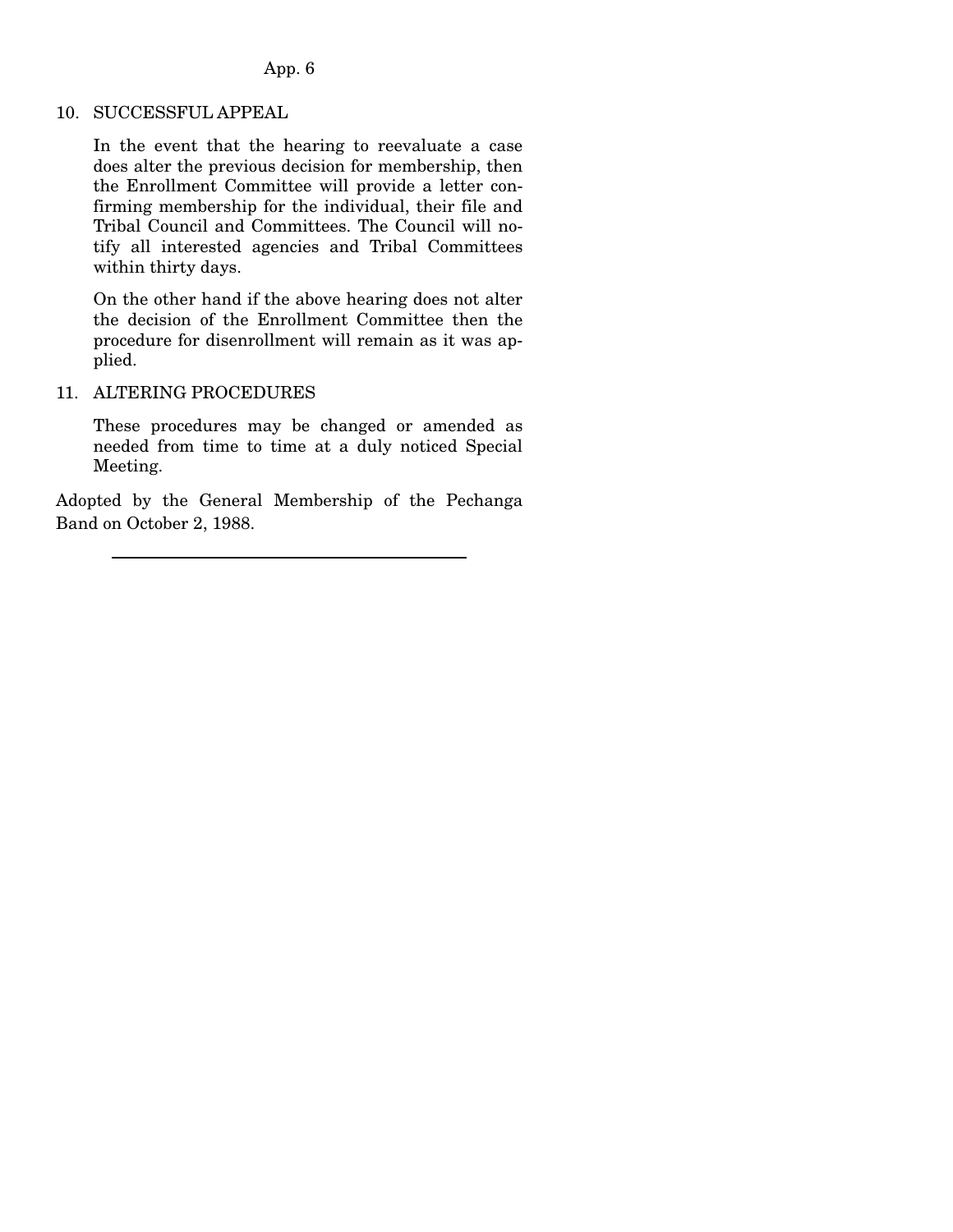10. SUCCESSFUL APPEAL

    In the event that the hearing to reevaluate a case does alter the previous decision for membership, then the Enrollment Committee will provide a letter confirming membership for the individual, their file and Tribal Council and Committees. The Council will notify all interested agencies and Tribal Committees within thirty days.

    On the other hand if the above hearing does not alter the decision of the Enrollment Committee then the procedure for disenrollment will remain as it was applied.

11. ALTERING PROCEDURES

    These procedures may be changed or amended as needed from time to time at a duly noticed Special Meeting.

Adopted by the General Membership of the Pechanga Band on October 2, 1988.

---